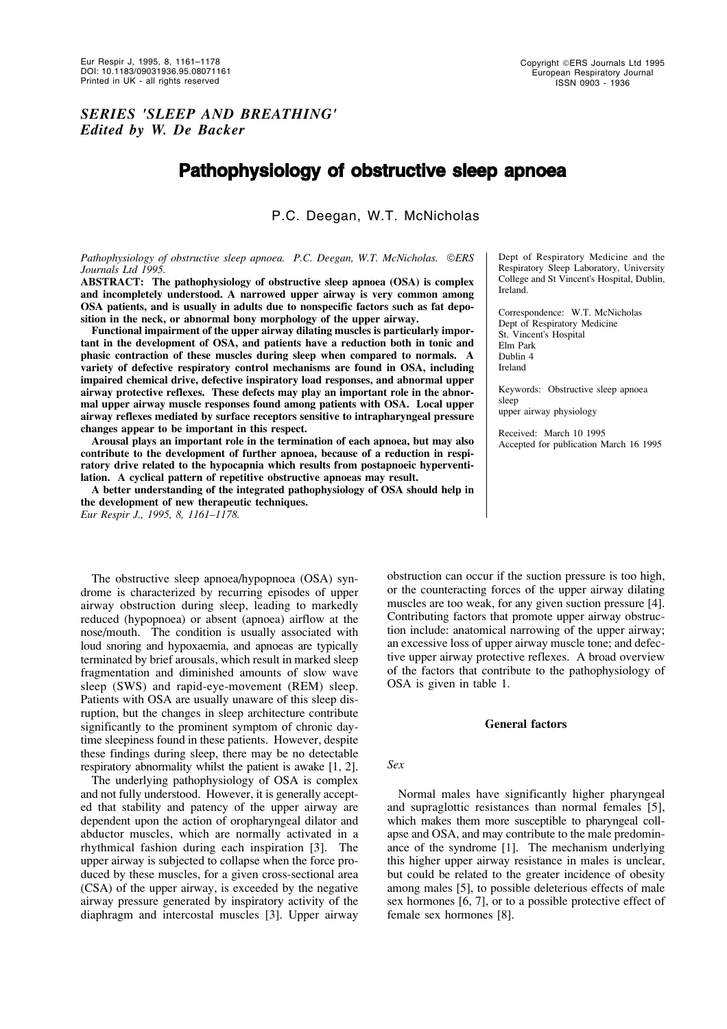*SERIES 'SLEEP AND BREATHING'*
*Edited by W. De Backer*

# Pathophysiology of obstructive sleep apnoea

P.C. Deegan, W.T. McNicholas

*Pathophysiology of obstructive sleep apnoea. P.C. Deegan, W.T. McNicholas. ©ERS Journals Ltd 1995.*

**ABSTRACT: The pathophysiology of obstructive sleep apnoea (OSA) is complex and incompletely understood. A narrowed upper airway is very common among OSA patients, and is usually in adults due to nonspecific factors such as fat deposition in the neck, or abnormal bony morphology of the upper airway.**

**Functional impairment of the upper airway dilating muscles is particularly important in the development of OSA, and patients have a reduction both in tonic and phasic contraction of these muscles during sleep when compared to normals. A variety of defective respiratory control mechanisms are found in OSA, including impaired chemical drive, defective inspiratory load responses, and abnormal upper airway protective reflexes. These defects may play an important role in the abnormal upper airway muscle responses found among patients with OSA. Local upper airway reflexes mediated by surface receptors sensitive to intrapharyngeal pressure changes appear to be important in this respect.**

**Arousal plays an important role in the termination of each apnoea, but may also contribute to the development of further apnoea, because of a reduction in respiratory drive related to the hypocapnia which results from postapnoeic hyperventilation. A cyclical pattern of repetitive obstructive apnoeas may result.**

**A better understanding of the integrated pathophysiology of OSA should help in the development of new therapeutic techniques.**
*Eur Respir J., 1995, 8, 1161–1178.*

Dept of Respiratory Medicine and the Respiratory Sleep Laboratory, University College and St Vincent's Hospital, Dublin, Ireland.

Correspondence: W.T. McNicholas
Dept of Respiratory Medicine
St. Vincent's Hospital
Elm Park
Dublin 4
Ireland

Keywords: Obstructive sleep apnoea
sleep
upper airway physiology

Received: March 10 1995
Accepted for publication March 16 1995

The obstructive sleep apnoea/hypopnoea (OSA) syndrome is characterized by recurring episodes of upper airway obstruction during sleep, leading to markedly reduced (hypopnoea) or absent (apnoea) airflow at the nose/mouth. The condition is usually associated with loud snoring and hypoxaemia, and apnoeas are typically terminated by brief arousals, which result in marked sleep fragmentation and diminished amounts of slow wave sleep (SWS) and rapid-eye-movement (REM) sleep. Patients with OSA are usually unaware of this sleep disruption, but the changes in sleep architecture contribute significantly to the prominent symptom of chronic daytime sleepiness found in these patients. However, despite these findings during sleep, there may be no detectable respiratory abnormality whilst the patient is awake [1, 2].

The underlying pathophysiology of OSA is complex and not fully understood. However, it is generally accepted that stability and patency of the upper airway are dependent upon the action of oropharyngeal dilator and abductor muscles, which are normally activated in a rhythmical fashion during each inspiration [3]. The upper airway is subjected to collapse when the force produced by these muscles, for a given cross-sectional area (CSA) of the upper airway, is exceeded by the negative airway pressure generated by inspiratory activity of the diaphragm and intercostal muscles [3]. Upper airway obstruction can occur if the suction pressure is too high, or the counteracting forces of the upper airway dilating muscles are too weak, for any given suction pressure [4]. Contributing factors that promote upper airway obstruction include: anatomical narrowing of the upper airway; an excessive loss of upper airway muscle tone; and defective upper airway protective reflexes. A broad overview of the factors that contribute to the pathophysiology of OSA is given in table 1.

## General factors

### *Sex*

Normal males have significantly higher pharyngeal and supraglottic resistances than normal females [5], which makes them more susceptible to pharyngeal collapse and OSA, and may contribute to the male predominance of the syndrome [1]. The mechanism underlying this higher upper airway resistance in males is unclear, but could be related to the greater incidence of obesity among males [5], to possible deleterious effects of male sex hormones [6, 7], or to a possible protective effect of female sex hormones [8].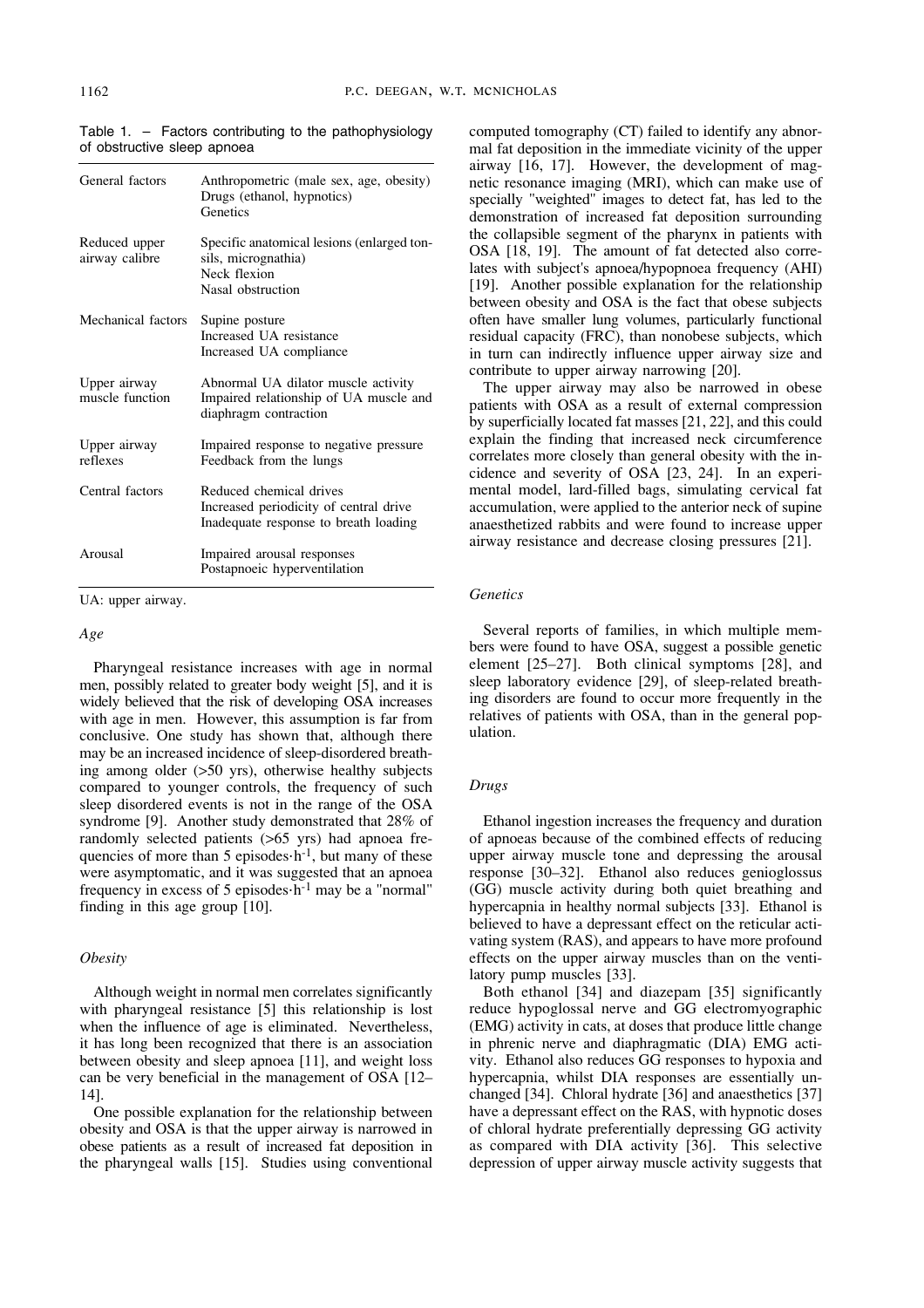Table 1. – Factors contributing to the pathophysiology of obstructive sleep apnoea

| | |
|---|---|
| General factors | Anthropometric (male sex, age, obesity)<br>Drugs (ethanol, hypnotics)<br>Genetics |
| Reduced upper airway calibre | Specific anatomical lesions (enlarged tonsils, micrognathia)<br>Neck flexion<br>Nasal obstruction |
| Mechanical factors | Supine posture<br>Increased UA resistance<br>Increased UA compliance |
| Upper airway muscle function | Abnormal UA dilator muscle activity<br>Impaired relationship of UA muscle and diaphragm contraction |
| Upper airway reflexes | Impaired response to negative pressure<br>Feedback from the lungs |
| Central factors | Reduced chemical drives<br>Increased periodicity of central drive<br>Inadequate response to breath loading |
| Arousal | Impaired arousal responses<br>Postapnoeic hyperventilation |

UA: upper airway.

### *Age*

Pharyngeal resistance increases with age in normal men, possibly related to greater body weight [5], and it is widely believed that the risk of developing OSA increases with age in men. However, this assumption is far from conclusive. One study has shown that, although there may be an increased incidence of sleep-disordered breathing among older (>50 yrs), otherwise healthy subjects compared to younger controls, the frequency of such sleep disordered events is not in the range of the OSA syndrome [9]. Another study demonstrated that 28% of randomly selected patients (>65 yrs) had apnoea frequencies of more than 5 episodes·$h^{-1}$, but many of these were asymptomatic, and it was suggested that an apnoea frequency in excess of 5 episodes·$h^{-1}$ may be a "normal" finding in this age group [10].

### *Obesity*

Although weight in normal men correlates significantly with pharyngeal resistance [5] this relationship is lost when the influence of age is eliminated. Nevertheless, it has long been recognized that there is an association between obesity and sleep apnoea [11], and weight loss can be very beneficial in the management of OSA [12–14].

One possible explanation for the relationship between obesity and OSA is that the upper airway is narrowed in obese patients as a result of increased fat deposition in the pharyngeal walls [15]. Studies using conventional computed tomography (CT) failed to identify any abnormal fat deposition in the immediate vicinity of the upper airway [16, 17]. However, the development of magnetic resonance imaging (MRI), which can make use of specially "weighted" images to detect fat, has led to the demonstration of increased fat deposition surrounding the collapsible segment of the pharynx in patients with OSA [18, 19]. The amount of fat detected also correlates with subject's apnoea/hypopnoea frequency (AHI) [19]. Another possible explanation for the relationship between obesity and OSA is the fact that obese subjects often have smaller lung volumes, particularly functional residual capacity (FRC), than nonobese subjects, which in turn can indirectly influence upper airway size and contribute to upper airway narrowing [20].

The upper airway may also be narrowed in obese patients with OSA as a result of external compression by superficially located fat masses [21, 22], and this could explain the finding that increased neck circumference correlates more closely than general obesity with the incidence and severity of OSA [23, 24]. In an experimental model, lard-filled bags, simulating cervical fat accumulation, were applied to the anterior neck of supine anaesthetized rabbits and were found to increase upper airway resistance and decrease closing pressures [21].

### *Genetics*

Several reports of families, in which multiple members were found to have OSA, suggest a possible genetic element [25–27]. Both clinical symptoms [28], and sleep laboratory evidence [29], of sleep-related breathing disorders are found to occur more frequently in the relatives of patients with OSA, than in the general population.

### *Drugs*

Ethanol ingestion increases the frequency and duration of apnoeas because of the combined effects of reducing upper airway muscle tone and depressing the arousal response [30–32]. Ethanol also reduces genioglossus (GG) muscle activity during both quiet breathing and hypercapnia in healthy normal subjects [33]. Ethanol is believed to have a depressant effect on the reticular activating system (RAS), and appears to have more profound effects on the upper airway muscles than on the ventilatory pump muscles [33].

Both ethanol [34] and diazepam [35] significantly reduce hypoglossal nerve and GG electromyographic (EMG) activity in cats, at doses that produce little change in phrenic nerve and diaphragmatic (DIA) EMG activity. Ethanol also reduces GG responses to hypoxia and hypercapnia, whilst DIA responses are essentially unchanged [34]. Chloral hydrate [36] and anaesthetics [37] have a depressant effect on the RAS, with hypnotic doses of chloral hydrate preferentially depressing GG activity as compared with DIA activity [36]. This selective depression of upper airway muscle activity suggests that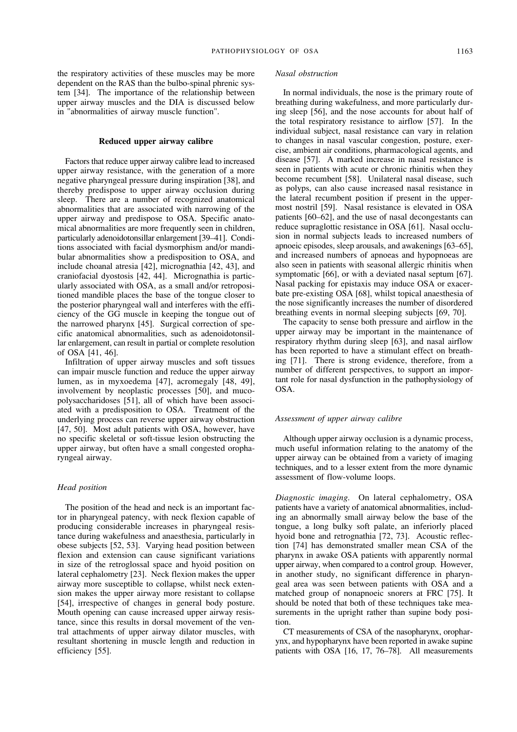the respiratory activities of these muscles may be more dependent on the RAS than the bulbo-spinal phrenic system [34]. The importance of the relationship between upper airway muscles and the DIA is discussed below in "abnormalities of airway muscle function".

## Reduced upper airway calibre

Factors that reduce upper airway calibre lead to increased upper airway resistance, with the generation of a more negative pharyngeal pressure during inspiration [38], and thereby predispose to upper airway occlusion during sleep. There are a number of recognized anatomical abnormalities that are associated with narrowing of the upper airway and predispose to OSA. Specific anatomical abnormalities are more frequently seen in children, particularly adenoidotonsillar enlargement [39–41]. Conditions associated with facial dysmorphism and/or mandibular abnormalities show a predisposition to OSA, and include choanal atresia [42], micrognathia [42, 43], and craniofacial dyostosis [42, 44]. Micrognathia is particularly associated with OSA, as a small and/or retropositioned mandible places the base of the tongue closer to the posterior pharyngeal wall and interferes with the efficiency of the GG muscle in keeping the tongue out of the narrowed pharynx [45]. Surgical correction of specific anatomical abnormalities, such as adenoidotonsillar enlargement, can result in partial or complete resolution of OSA [41, 46].

Infiltration of upper airway muscles and soft tissues can impair muscle function and reduce the upper airway lumen, as in myxoedema [47], acromegaly [48, 49], involvement by neoplastic processes [50], and mucopolysaccharidoses [51], all of which have been associated with a predisposition to OSA. Treatment of the underlying process can reverse upper airway obstruction [47, 50]. Most adult patients with OSA, however, have no specific skeletal or soft-tissue lesion obstructing the upper airway, but often have a small congested oropharyngeal airway.

### *Head position*

The position of the head and neck is an important factor in pharyngeal patency, with neck flexion capable of producing considerable increases in pharyngeal resistance during wakefulness and anaesthesia, particularly in obese subjects [52, 53]. Varying head position between flexion and extension can cause significant variations in size of the retroglossal space and hyoid position on lateral cephalometry [23]. Neck flexion makes the upper airway more susceptible to collapse, whilst neck extension makes the upper airway more resistant to collapse [54], irrespective of changes in general body posture. Mouth opening can cause increased upper airway resistance, since this results in dorsal movement of the ventral attachments of upper airway dilator muscles, with resultant shortening in muscle length and reduction in efficiency [55].

### *Nasal obstruction*

In normal individuals, the nose is the primary route of breathing during wakefulness, and more particularly during sleep [56], and the nose accounts for about half of the total respiratory resistance to airflow [57]. In the individual subject, nasal resistance can vary in relation to changes in nasal vascular congestion, posture, exercise, ambient air conditions, pharmacological agents, and disease [57]. A marked increase in nasal resistance is seen in patients with acute or chronic rhinitis when they become recumbent [58]. Unilateral nasal disease, such as polyps, can also cause increased nasal resistance in the lateral recumbent position if present in the uppermost nostril [59]. Nasal resistance is elevated in OSA patients [60–62], and the use of nasal decongestants can reduce supraglottic resistance in OSA [61]. Nasal occlusion in normal subjects leads to increased numbers of apnoeic episodes, sleep arousals, and awakenings [63–65], and increased numbers of apnoeas and hypopnoeas are also seen in patients with seasonal allergic rhinitis when symptomatic [66], or with a deviated nasal septum [67]. Nasal packing for epistaxis may induce OSA or exacerbate pre-existing OSA [68], whilst topical anaesthesia of the nose significantly increases the number of disordered breathing events in normal sleeping subjects [69, 70].

The capacity to sense both pressure and airflow in the upper airway may be important in the maintenance of respiratory rhythm during sleep [63], and nasal airflow has been reported to have a stimulant effect on breathing [71]. There is strong evidence, therefore, from a number of different perspectives, to support an important role for nasal dysfunction in the pathophysiology of OSA.

### *Assessment of upper airway calibre*

Although upper airway occlusion is a dynamic process, much useful information relating to the anatomy of the upper airway can be obtained from a variety of imaging techniques, and to a lesser extent from the more dynamic assessment of flow-volume loops.

*Diagnostic imaging.* On lateral cephalometry, OSA patients have a variety of anatomical abnormalities, including an abnormally small airway below the base of the tongue, a long bulky soft palate, an inferiorly placed hyoid bone and retrognathia [72, 73]. Acoustic reflection [74] has demonstrated smaller mean CSA of the pharynx in awake OSA patients with apparently normal upper airway, when compared to a control group. However, in another study, no significant difference in pharyngeal area was seen between patients with OSA and a matched group of nonapnoeic snorers at FRC [75]. It should be noted that both of these techniques take measurements in the upright rather than supine body position.

CT measurements of CSA of the nasopharynx, oropharynx, and hypopharynx have been reported in awake supine patients with OSA [16, 17, 76–78]. All measurements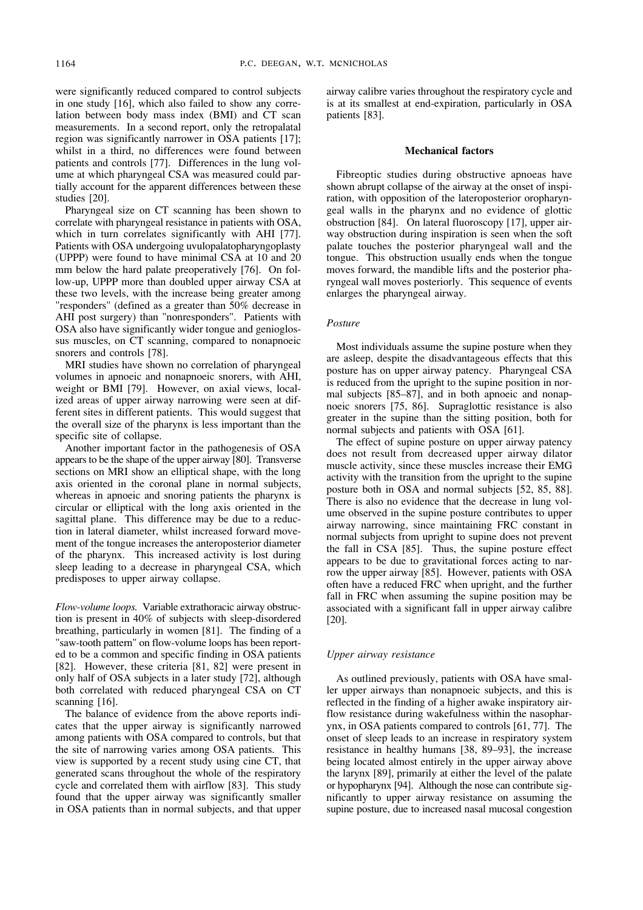were significantly reduced compared to control subjects in one study [16], which also failed to show any correlation between body mass index (BMI) and CT scan measurements. In a second report, only the retropalatal region was significantly narrower in OSA patients [17]; whilst in a third, no differences were found between patients and controls [77]. Differences in the lung volume at which pharyngeal CSA was measured could partially account for the apparent differences between these studies [20].

Pharyngeal size on CT scanning has been shown to correlate with pharyngeal resistance in patients with OSA, which in turn correlates significantly with AHI [77]. Patients with OSA undergoing uvulopalatopharyngoplasty (UPPP) were found to have minimal CSA at 10 and 20 mm below the hard palate preoperatively [76]. On follow-up, UPPP more than doubled upper airway CSA at these two levels, with the increase being greater among "responders" (defined as a greater than 50% decrease in AHI post surgery) than "nonresponders". Patients with OSA also have significantly wider tongue and genioglossus muscles, on CT scanning, compared to nonapnoeic snorers and controls [78].

MRI studies have shown no correlation of pharyngeal volumes in apnoeic and nonapnoeic snorers, with AHI, weight or BMI [79]. However, on axial views, localized areas of upper airway narrowing were seen at different sites in different patients. This would suggest that the overall size of the pharynx is less important than the specific site of collapse.

Another important factor in the pathogenesis of OSA appears to be the shape of the upper airway [80]. Transverse sections on MRI show an elliptical shape, with the long axis oriented in the coronal plane in normal subjects, whereas in apnoeic and snoring patients the pharynx is circular or elliptical with the long axis oriented in the sagittal plane. This difference may be due to a reduction in lateral diameter, whilst increased forward movement of the tongue increases the anteroposterior diameter of the pharynx. This increased activity is lost during sleep leading to a decrease in pharyngeal CSA, which predisposes to upper airway collapse.

*Flow-volume loops.* Variable extrathoracic airway obstruction is present in 40% of subjects with sleep-disordered breathing, particularly in women [81]. The finding of a "saw-tooth pattern" on flow-volume loops has been reported to be a common and specific finding in OSA patients [82]. However, these criteria [81, 82] were present in only half of OSA subjects in a later study [72], although both correlated with reduced pharyngeal CSA on CT scanning [16].

The balance of evidence from the above reports indicates that the upper airway is significantly narrowed among patients with OSA compared to controls, but that the site of narrowing varies among OSA patients. This view is supported by a recent study using cine CT, that generated scans throughout the whole of the respiratory cycle and correlated them with airflow [83]. This study found that the upper airway was significantly smaller in OSA patients than in normal subjects, and that upper airway calibre varies throughout the respiratory cycle and is at its smallest at end-expiration, particularly in OSA patients [83].

## Mechanical factors

Fibreoptic studies during obstructive apnoeas have shown abrupt collapse of the airway at the onset of inspiration, with opposition of the lateroposterior oropharyngeal walls in the pharynx and no evidence of glottic obstruction [84]. On lateral fluoroscopy [17], upper airway obstruction during inspiration is seen when the soft palate touches the posterior pharyngeal wall and the tongue. This obstruction usually ends when the tongue moves forward, the mandible lifts and the posterior pharyngeal wall moves posteriorly. This sequence of events enlarges the pharyngeal airway.

### *Posture*

Most individuals assume the supine posture when they are asleep, despite the disadvantageous effects that this posture has on upper airway patency. Pharyngeal CSA is reduced from the upright to the supine position in normal subjects [85–87], and in both apnoeic and nonapnoeic snorers [75, 86]. Supraglottic resistance is also greater in the supine than the sitting position, both for normal subjects and patients with OSA [61].

The effect of supine posture on upper airway patency does not result from decreased upper airway dilator muscle activity, since these muscles increase their EMG activity with the transition from the upright to the supine posture both in OSA and normal subjects [52, 85, 88]. There is also no evidence that the decrease in lung volume observed in the supine posture contributes to upper airway narrowing, since maintaining FRC constant in normal subjects from upright to supine does not prevent the fall in CSA [85]. Thus, the supine posture effect appears to be due to gravitational forces acting to narrow the upper airway [85]. However, patients with OSA often have a reduced FRC when upright, and the further fall in FRC when assuming the supine position may be associated with a significant fall in upper airway calibre [20].

### *Upper airway resistance*

As outlined previously, patients with OSA have smaller upper airways than nonapnoeic subjects, and this is reflected in the finding of a higher awake inspiratory airflow resistance during wakefulness within the nasopharynx, in OSA patients compared to controls [61, 77]. The onset of sleep leads to an increase in respiratory system resistance in healthy humans [38, 89–93], the increase being located almost entirely in the upper airway above the larynx [89], primarily at either the level of the palate or hypopharynx [94]. Although the nose can contribute significantly to upper airway resistance on assuming the supine posture, due to increased nasal mucosal congestion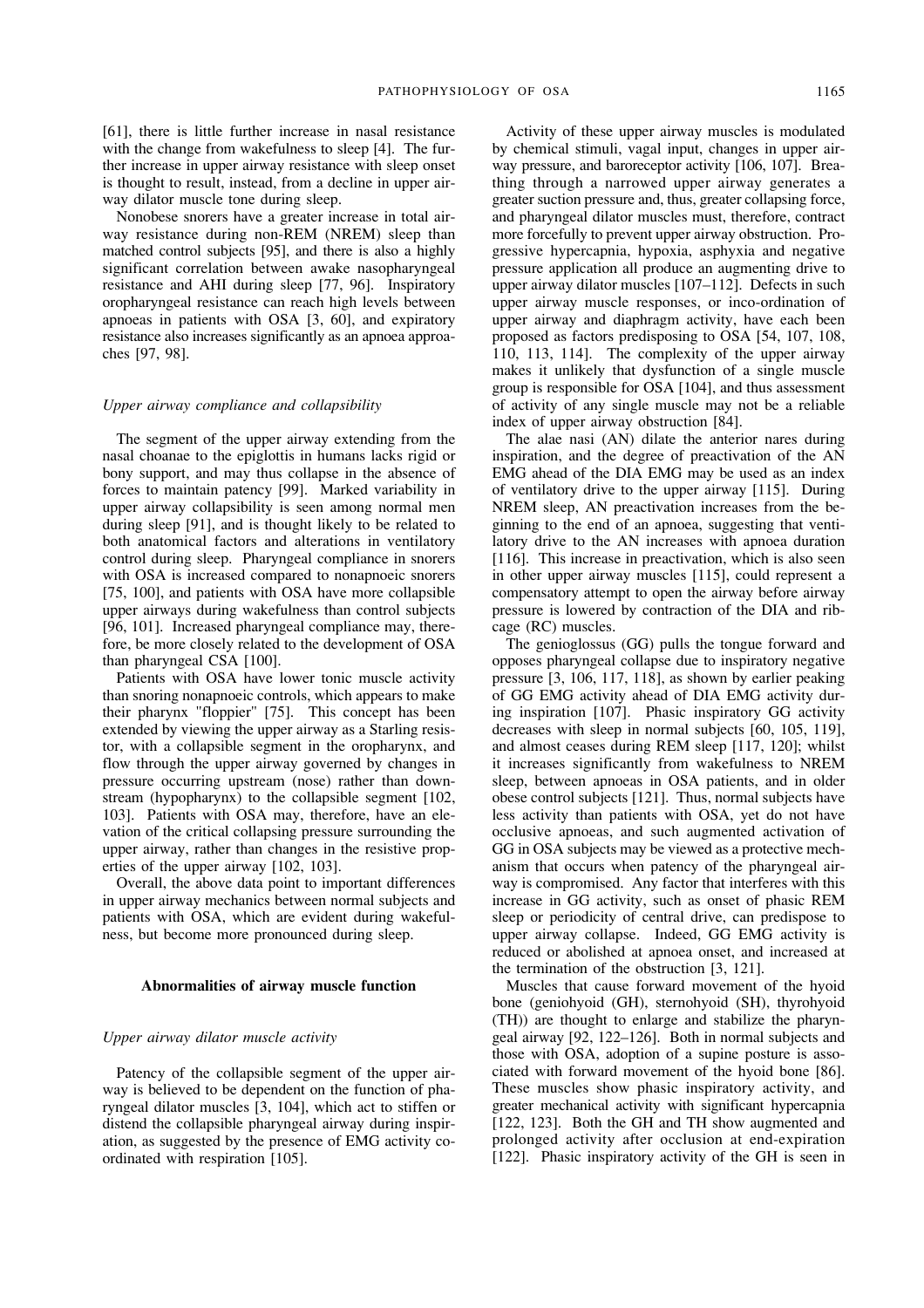[61], there is little further increase in nasal resistance with the change from wakefulness to sleep [4]. The further increase in upper airway resistance with sleep onset is thought to result, instead, from a decline in upper airway dilator muscle tone during sleep.

Nonobese snorers have a greater increase in total airway resistance during non-REM (NREM) sleep than matched control subjects [95], and there is also a highly significant correlation between awake nasopharyngeal resistance and AHI during sleep [77, 96]. Inspiratory oropharyngeal resistance can reach high levels between apnoeas in patients with OSA [3, 60], and expiratory resistance also increases significantly as an apnoea approaches [97, 98].

### *Upper airway compliance and collapsibility*

The segment of the upper airway extending from the nasal choanae to the epiglottis in humans lacks rigid or bony support, and may thus collapse in the absence of forces to maintain patency [99]. Marked variability in upper airway collapsibility is seen among normal men during sleep [91], and is thought likely to be related to both anatomical factors and alterations in ventilatory control during sleep. Pharyngeal compliance in snorers with OSA is increased compared to nonapnoeic snorers [75, 100], and patients with OSA have more collapsible upper airways during wakefulness than control subjects [96, 101]. Increased pharyngeal compliance may, therefore, be more closely related to the development of OSA than pharyngeal CSA [100].

Patients with OSA have lower tonic muscle activity than snoring nonapnoeic controls, which appears to make their pharynx "floppier" [75]. This concept has been extended by viewing the upper airway as a Starling resistor, with a collapsible segment in the oropharynx, and flow through the upper airway governed by changes in pressure occurring upstream (nose) rather than downstream (hypopharynx) to the collapsible segment [102, 103]. Patients with OSA may, therefore, have an elevation of the critical collapsing pressure surrounding the upper airway, rather than changes in the resistive properties of the upper airway [102, 103].

Overall, the above data point to important differences in upper airway mechanics between normal subjects and patients with OSA, which are evident during wakefulness, but become more pronounced during sleep.

## Abnormalities of airway muscle function

### *Upper airway dilator muscle activity*

Patency of the collapsible segment of the upper airway is believed to be dependent on the function of pharyngeal dilator muscles [3, 104], which act to stiffen or distend the collapsible pharyngeal airway during inspiration, as suggested by the presence of EMG activity coordinated with respiration [105].

Activity of these upper airway muscles is modulated by chemical stimuli, vagal input, changes in upper airway pressure, and baroreceptor activity [106, 107]. Breathing through a narrowed upper airway generates a greater suction pressure and, thus, greater collapsing force, and pharyngeal dilator muscles must, therefore, contract more forcefully to prevent upper airway obstruction. Progressive hypercapnia, hypoxia, asphyxia and negative pressure application all produce an augmenting drive to upper airway dilator muscles [107–112]. Defects in such upper airway muscle responses, or inco-ordination of upper airway and diaphragm activity, have each been proposed as factors predisposing to OSA [54, 107, 108, 110, 113, 114]. The complexity of the upper airway makes it unlikely that dysfunction of a single muscle group is responsible for OSA [104], and thus assessment of activity of any single muscle may not be a reliable index of upper airway obstruction [84].

The alae nasi (AN) dilate the anterior nares during inspiration, and the degree of preactivation of the AN EMG ahead of the DIA EMG may be used as an index of ventilatory drive to the upper airway [115]. During NREM sleep, AN preactivation increases from the beginning to the end of an apnoea, suggesting that ventilatory drive to the AN increases with apnoea duration [116]. This increase in preactivation, which is also seen in other upper airway muscles [115], could represent a compensatory attempt to open the airway before airway pressure is lowered by contraction of the DIA and ribcage (RC) muscles.

The genioglossus (GG) pulls the tongue forward and opposes pharyngeal collapse due to inspiratory negative pressure [3, 106, 117, 118], as shown by earlier peaking of GG EMG activity ahead of DIA EMG activity during inspiration [107]. Phasic inspiratory GG activity decreases with sleep in normal subjects [60, 105, 119], and almost ceases during REM sleep [117, 120]; whilst it increases significantly from wakefulness to NREM sleep, between apnoeas in OSA patients, and in older obese control subjects [121]. Thus, normal subjects have less activity than patients with OSA, yet do not have occlusive apnoeas, and such augmented activation of GG in OSA subjects may be viewed as a protective mechanism that occurs when patency of the pharyngeal airway is compromised. Any factor that interferes with this increase in GG activity, such as onset of phasic REM sleep or periodicity of central drive, can predispose to upper airway collapse. Indeed, GG EMG activity is reduced or abolished at apnoea onset, and increased at the termination of the obstruction [3, 121].

Muscles that cause forward movement of the hyoid bone (geniohyoid (GH), sternohyoid (SH), thyrohyoid (TH)) are thought to enlarge and stabilize the pharyngeal airway [92, 122–126]. Both in normal subjects and those with OSA, adoption of a supine posture is associated with forward movement of the hyoid bone [86]. These muscles show phasic inspiratory activity, and greater mechanical activity with significant hypercapnia [122, 123]. Both the GH and TH show augmented and prolonged activity after occlusion at end-expiration [122]. Phasic inspiratory activity of the GH is seen in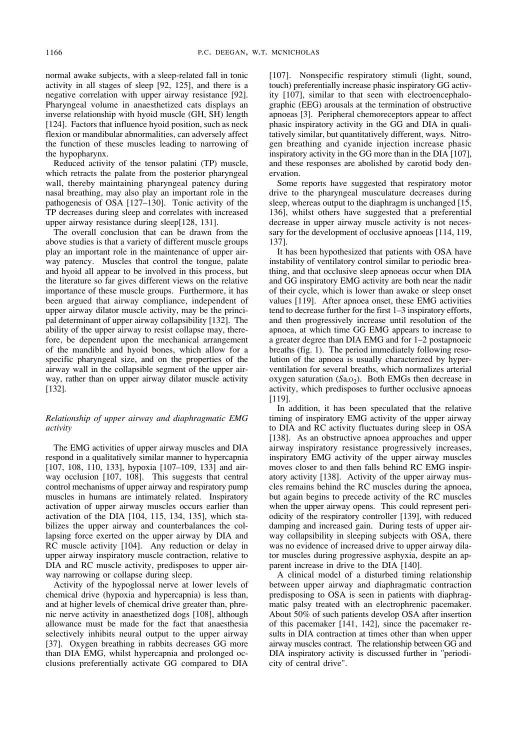normal awake subjects, with a sleep-related fall in tonic activity in all stages of sleep [92, 125], and there is a negative correlation with upper airway resistance [92]. Pharyngeal volume in anaesthetized cats displays an inverse relationship with hyoid muscle (GH, SH) length [124]. Factors that influence hyoid position, such as neck flexion or mandibular abnormalities, can adversely affect the function of these muscles leading to narrowing of the hypopharynx.

Reduced activity of the tensor palatini (TP) muscle, which retracts the palate from the posterior pharyngeal wall, thereby maintaining pharyngeal patency during nasal breathing, may also play an important role in the pathogenesis of OSA [127–130]. Tonic activity of the TP decreases during sleep and correlates with increased upper airway resistance during sleep[128, 131].

The overall conclusion that can be drawn from the above studies is that a variety of different muscle groups play an important role in the maintenance of upper airway patency. Muscles that control the tongue, palate and hyoid all appear to be involved in this process, but the literature so far gives different views on the relative importance of these muscle groups. Furthermore, it has been argued that airway compliance, independent of upper airway dilator muscle activity, may be the principal determinant of upper airway collapsibility [132]. The ability of the upper airway to resist collapse may, therefore, be dependent upon the mechanical arrangement of the mandible and hyoid bones, which allow for a specific pharyngeal size, and on the properties of the airway wall in the collapsible segment of the upper airway, rather than on upper airway dilator muscle activity [132].

### *Relationship of upper airway and diaphragmatic EMG activity*

The EMG activities of upper airway muscles and DIA respond in a qualitatively similar manner to hypercapnia [107, 108, 110, 133], hypoxia [107–109, 133] and airway occlusion [107, 108]. This suggests that central control mechanisms of upper airway and respiratory pump muscles in humans are intimately related. Inspiratory activation of upper airway muscles occurs earlier than activation of the DIA [104, 115, 134, 135], which stabilizes the upper airway and counterbalances the collapsing force exerted on the upper airway by DIA and RC muscle activity [104]. Any reduction or delay in upper airway inspiratory muscle contraction, relative to DIA and RC muscle activity, predisposes to upper airway narrowing or collapse during sleep.

Activity of the hypoglossal nerve at lower levels of chemical drive (hypoxia and hypercapnia) is less than, and at higher levels of chemical drive greater than, phrenic nerve activity in anaesthetized dogs [108], although allowance must be made for the fact that anaesthesia selectively inhibits neural output to the upper airway [37]. Oxygen breathing in rabbits decreases GG more than DIA EMG, whilst hypercapnia and prolonged occlusions preferentially activate GG compared to DIA [107]. Nonspecific respiratory stimuli (light, sound, touch) preferentially increase phasic inspiratory GG activity [107], similar to that seen with electroencephalographic (EEG) arousals at the termination of obstructive apnoeas [3]. Peripheral chemoreceptors appear to affect phasic inspiratory activity in the GG and DIA in qualitatively similar, but quantitatively different, ways. Nitrogen breathing and cyanide injection increase phasic inspiratory activity in the GG more than in the DIA [107], and these responses are abolished by carotid body denervation.

Some reports have suggested that respiratory motor drive to the pharyngeal musculature decreases during sleep, whereas output to the diaphragm is unchanged [15, 136], whilst others have suggested that a preferential decrease in upper airway muscle activity is not necessary for the development of occlusive apnoeas [114, 119, 137].

It has been hypothesized that patients with OSA have instability of ventilatory control similar to periodic breathing, and that occlusive sleep apnoeas occur when DIA and GG inspiratory EMG activity are both near the nadir of their cycle, which is lower than awake or sleep onset values [119]. After apnoea onset, these EMG activities tend to decrease further for the first 1–3 inspiratory efforts, and then progressively increase until resolution of the apnoea, at which time GG EMG appears to increase to a greater degree than DIA EMG and for 1–2 postapnoeic breaths (fig. 1). The period immediately following resolution of the apnoea is usually characterized by hyperventilation for several breaths, which normalizes arterial oxygen saturation ($Sa,O_2$). Both EMGs then decrease in activity, which predisposes to further occlusive apnoeas [119].

In addition, it has been speculated that the relative timing of inspiratory EMG activity of the upper airway to DIA and RC activity fluctuates during sleep in OSA [138]. As an obstructive apnoea approaches and upper airway inspiratory resistance progressively increases, inspiratory EMG activity of the upper airway muscles moves closer to and then falls behind RC EMG inspiratory activity [138]. Activity of the upper airway muscles remains behind the RC muscles during the apnoea, but again begins to precede activity of the RC muscles when the upper airway opens. This could represent periodicity of the respiratory controller [139], with reduced damping and increased gain. During tests of upper airway collapsibility in sleeping subjects with OSA, there was no evidence of increased drive to upper airway dilator muscles during progressive asphyxia, despite an apparent increase in drive to the DIA [140].

A clinical model of a disturbed timing relationship between upper airway and diaphragmatic contraction predisposing to OSA is seen in patients with diaphragmatic palsy treated with an electrophrenic pacemaker. About 50% of such patients develop OSA after insertion of this pacemaker [141, 142], since the pacemaker results in DIA contraction at times other than when upper airway muscles contract. The relationship between GG and DIA inspiratory activity is discussed further in "periodicity of central drive".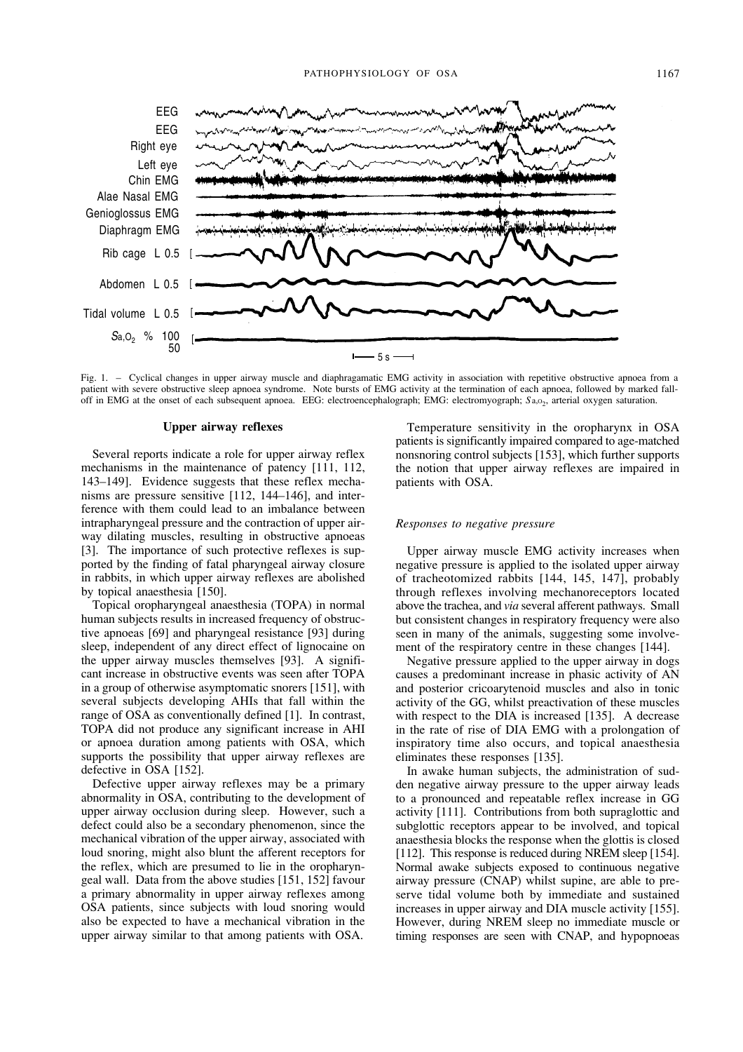Fig. 1. – Cyclical changes in upper airway muscle and diaphragamatic EMG activity in association with repetitive obstructive apnoea from a patient with severe obstructive sleep apnoea syndrome. Note bursts of EMG activity at the termination of each apnoea, followed by marked fall-off in EMG at the onset of each subsequent apnoea. EEG: electroencephalograph; EMG: electromyograph; $S_{a,O_2}$, arterial oxygen saturation.

### Upper airway reflexes

Several reports indicate a role for upper airway reflex mechanisms in the maintenance of patency [111, 112, 143–149]. Evidence suggests that these reflex mechanisms are pressure sensitive [112, 144–146], and interference with them could lead to an imbalance between intrapharyngeal pressure and the contraction of upper airway dilating muscles, resulting in obstructive apnoeas [3]. The importance of such protective reflexes is supported by the finding of fatal pharyngeal airway closure in rabbits, in which upper airway reflexes are abolished by topical anaesthesia [150].

Topical oropharyngeal anaesthesia (TOPA) in normal human subjects results in increased frequency of obstructive apnoeas [69] and pharyngeal resistance [93] during sleep, independent of any direct effect of lignocaine on the upper airway muscles themselves [93]. A significant increase in obstructive events was seen after TOPA in a group of otherwise asymptomatic snorers [151], with several subjects developing AHIs that fall within the range of OSA as conventionally defined [1]. In contrast, TOPA did not produce any significant increase in AHI or apnoea duration among patients with OSA, which supports the possibility that upper airway reflexes are defective in OSA [152].

Defective upper airway reflexes may be a primary abnormality in OSA, contributing to the development of upper airway occlusion during sleep. However, such a defect could also be a secondary phenomenon, since the mechanical vibration of the upper airway, associated with loud snoring, might also blunt the afferent receptors for the reflex, which are presumed to lie in the oropharyngeal wall. Data from the above studies [151, 152] favour a primary abnormality in upper airway reflexes among OSA patients, since subjects with loud snoring would also be expected to have a mechanical vibration in the upper airway similar to that among patients with OSA.

Temperature sensitivity in the oropharynx in OSA patients is significantly impaired compared to age-matched nonsnoring control subjects [153], which further supports the notion that upper airway reflexes are impaired in patients with OSA.

#### *Responses to negative pressure*

Upper airway muscle EMG activity increases when negative pressure is applied to the isolated upper airway of tracheotomized rabbits [144, 145, 147], probably through reflexes involving mechanoreceptors located above the trachea, and *via* several afferent pathways. Small but consistent changes in respiratory frequency were also seen in many of the animals, suggesting some involvement of the respiratory centre in these changes [144].

Negative pressure applied to the upper airway in dogs causes a predominant increase in phasic activity of AN and posterior cricoarytenoid muscles and also in tonic activity of the GG, whilst preactivation of these muscles with respect to the DIA is increased [135]. A decrease in the rate of rise of DIA EMG with a prolongation of inspiratory time also occurs, and topical anaesthesia eliminates these responses [135].

In awake human subjects, the administration of sudden negative airway pressure to the upper airway leads to a pronounced and repeatable reflex increase in GG activity [111]. Contributions from both supraglottic and subglottic receptors appear to be involved, and topical anaesthesia blocks the response when the glottis is closed [112]. This response is reduced during NREM sleep [154]. Normal awake subjects exposed to continuous negative airway pressure (CNAP) whilst supine, are able to preserve tidal volume both by immediate and sustained increases in upper airway and DIA muscle activity [155]. However, during NREM sleep no immediate muscle or timing responses are seen with CNAP, and hypopnoeas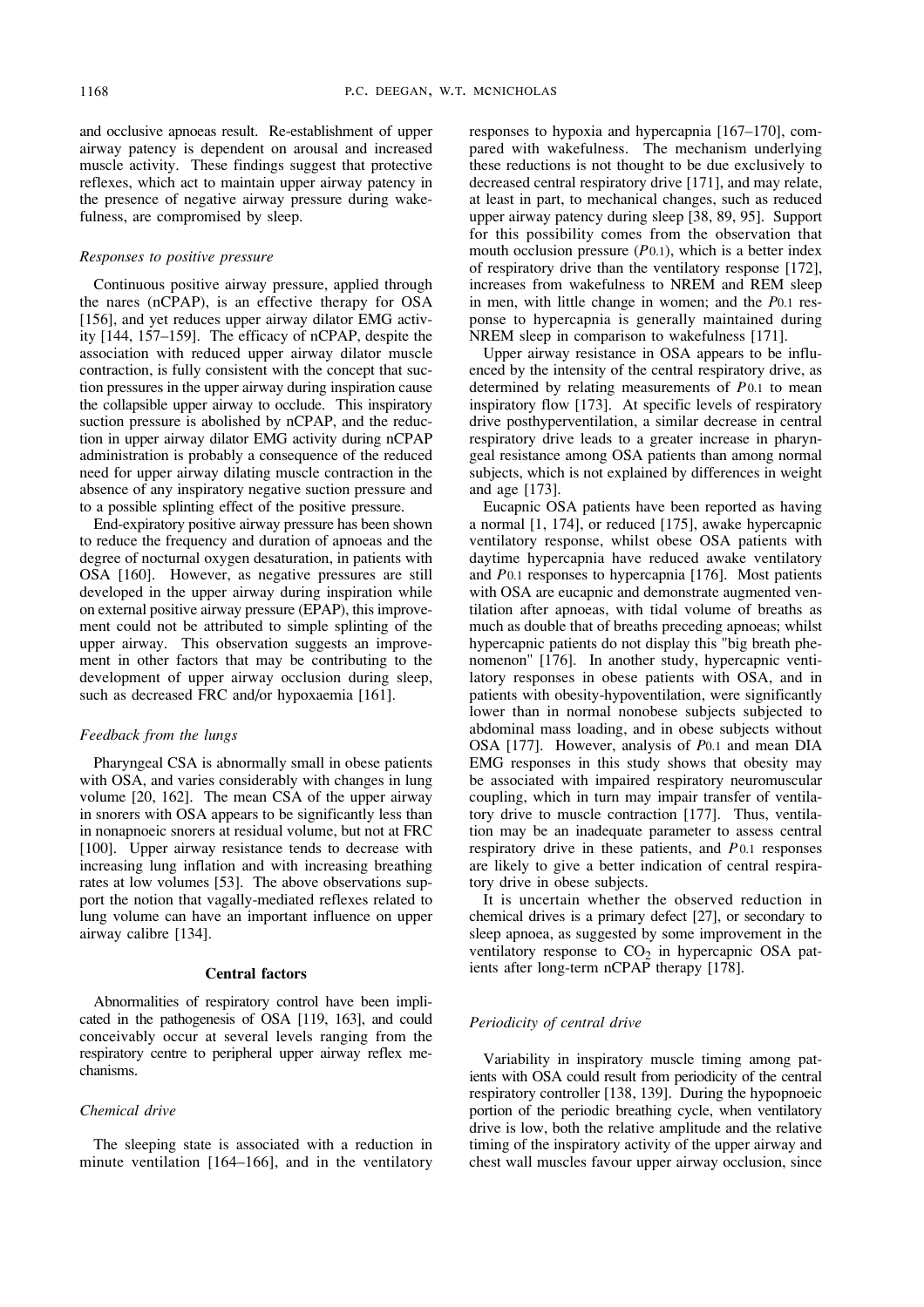and occlusive apnoeas result. Re-establishment of upper airway patency is dependent on arousal and increased muscle activity. These findings suggest that protective reflexes, which act to maintain upper airway patency in the presence of negative airway pressure during wakefulness, are compromised by sleep.

### *Responses to positive pressure*

Continuous positive airway pressure, applied through the nares (nCPAP), is an effective therapy for OSA [156], and yet reduces upper airway dilator EMG activity [144, 157–159]. The efficacy of nCPAP, despite the association with reduced upper airway dilator muscle contraction, is fully consistent with the concept that suction pressures in the upper airway during inspiration cause the collapsible upper airway to occlude. This inspiratory suction pressure is abolished by nCPAP, and the reduction in upper airway dilator EMG activity during nCPAP administration is probably a consequence of the reduced need for upper airway dilating muscle contraction in the absence of any inspiratory negative suction pressure and to a possible splinting effect of the positive pressure.

End-expiratory positive airway pressure has been shown to reduce the frequency and duration of apnoeas and the degree of nocturnal oxygen desaturation, in patients with OSA [160]. However, as negative pressures are still developed in the upper airway during inspiration while on external positive airway pressure (EPAP), this improvement could not be attributed to simple splinting of the upper airway. This observation suggests an improvement in other factors that may be contributing to the development of upper airway occlusion during sleep, such as decreased FRC and/or hypoxaemia [161].

### *Feedback from the lungs*

Pharyngeal CSA is abnormally small in obese patients with OSA, and varies considerably with changes in lung volume [20, 162]. The mean CSA of the upper airway in snorers with OSA appears to be significantly less than in nonapnoeic snorers at residual volume, but not at FRC [100]. Upper airway resistance tends to decrease with increasing lung inflation and with increasing breathing rates at low volumes [53]. The above observations support the notion that vagally-mediated reflexes related to lung volume can have an important influence on upper airway calibre [134].

## Central factors

Abnormalities of respiratory control have been implicated in the pathogenesis of OSA [119, 163], and could conceivably occur at several levels ranging from the respiratory centre to peripheral upper airway reflex mechanisms.

### *Chemical drive*

The sleeping state is associated with a reduction in minute ventilation [164–166], and in the ventilatory responses to hypoxia and hypercapnia [167–170], compared with wakefulness. The mechanism underlying these reductions is not thought to be due exclusively to decreased central respiratory drive [171], and may relate, at least in part, to mechanical changes, such as reduced upper airway patency during sleep [38, 89, 95]. Support for this possibility comes from the observation that mouth occlusion pressure ($P_{0.1}$), which is a better index of respiratory drive than the ventilatory response [172], increases from wakefulness to NREM and REM sleep in men, with little change in women; and the $P_{0.1}$ response to hypercapnia is generally maintained during NREM sleep in comparison to wakefulness [171].

Upper airway resistance in OSA appears to be influenced by the intensity of the central respiratory drive, as determined by relating measurements of $P_{0.1}$ to mean inspiratory flow [173]. At specific levels of respiratory drive posthyperventilation, a similar decrease in central respiratory drive leads to a greater increase in pharyngeal resistance among OSA patients than among normal subjects, which is not explained by differences in weight and age [173].

Eucapnic OSA patients have been reported as having a normal [1, 174], or reduced [175], awake hypercapnic ventilatory response, whilst obese OSA patients with daytime hypercapnia have reduced awake ventilatory and $P_{0.1}$ responses to hypercapnia [176]. Most patients with OSA are eucapnic and demonstrate augmented ventilation after apnoeas, with tidal volume of breaths as much as double that of breaths preceding apnoeas; whilst hypercapnic patients do not display this "big breath phenomenon" [176]. In another study, hypercapnic ventilatory responses in obese patients with OSA, and in patients with obesity-hypoventilation, were significantly lower than in normal nonobese subjects subjected to abdominal mass loading, and in obese subjects without OSA [177]. However, analysis of $P_{0.1}$ and mean DIA EMG responses in this study shows that obesity may be associated with impaired respiratory neuromuscular coupling, which in turn may impair transfer of ventilatory drive to muscle contraction [177]. Thus, ventilation may be an inadequate parameter to assess central respiratory drive in these patients, and $P_{0.1}$ responses are likely to give a better indication of central respiratory drive in obese subjects.

It is uncertain whether the observed reduction in chemical drives is a primary defect [27], or secondary to sleep apnoea, as suggested by some improvement in the ventilatory response to $CO_2$ in hypercapnic OSA patients after long-term nCPAP therapy [178].

### *Periodicity of central drive*

Variability in inspiratory muscle timing among patients with OSA could result from periodicity of the central respiratory controller [138, 139]. During the hypopnoeic portion of the periodic breathing cycle, when ventilatory drive is low, both the relative amplitude and the relative timing of the inspiratory activity of the upper airway and chest wall muscles favour upper airway occlusion, since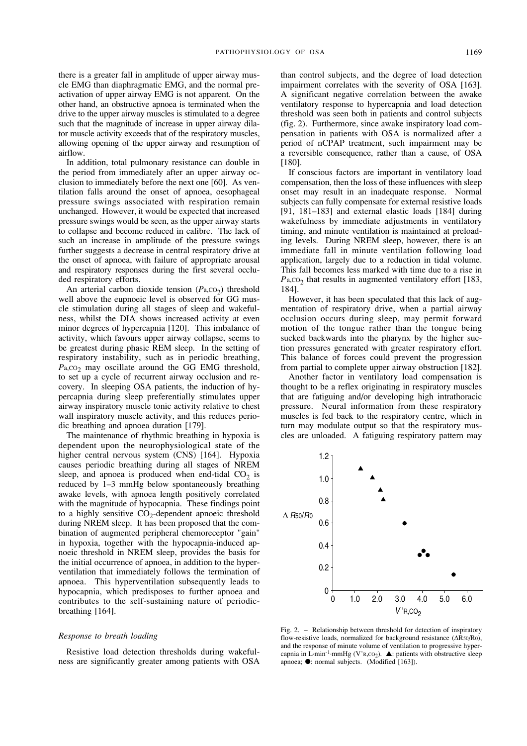there is a greater fall in amplitude of upper airway muscle EMG than diaphragmatic EMG, and the normal preactivation of upper airway EMG is not apparent. On the other hand, an obstructive apnoea is terminated when the drive to the upper airway muscles is stimulated to a degree such that the magnitude of increase in upper airway dilator muscle activity exceeds that of the respiratory muscles, allowing opening of the upper airway and resumption of airflow.

In addition, total pulmonary resistance can double in the period from immediately after an upper airway occlusion to immediately before the next one [60]. As ventilation falls around the onset of apnoea, oesophageal pressure swings associated with respiration remain unchanged. However, it would be expected that increased pressure swings would be seen, as the upper airway starts to collapse and become reduced in calibre. The lack of such an increase in amplitude of the pressure swings further suggests a decrease in central respiratory drive at the onset of apnoea, with failure of appropriate arousal and respiratory responses during the first several occluded respiratory efforts.

An arterial carbon dioxide tension ($P_{a,CO_2}$) threshold well above the eupnoeic level is observed for GG muscle stimulation during all stages of sleep and wakefulness, whilst the DIA shows increased activity at even minor degrees of hypercapnia [120]. This imbalance of activity, which favours upper airway collapse, seems to be greatest during phasic REM sleep. In the setting of respiratory instability, such as in periodic breathing, $P_{a,CO_2}$ may oscillate around the GG EMG threshold, to set up a cycle of recurrent airway occlusion and recovery. In sleeping OSA patients, the induction of hypercapnia during sleep preferentially stimulates upper airway inspiratory muscle tonic activity relative to chest wall inspiratory muscle activity, and this reduces periodic breathing and apnoea duration [179].

The maintenance of rhythmic breathing in hypoxia is dependent upon the neurophysiological state of the higher central nervous system (CNS) [164]. Hypoxia causes periodic breathing during all stages of NREM sleep, and apnoea is produced when end-tidal $CO_2$ is reduced by 1–3 mmHg below spontaneously breathing awake levels, with apnoea length positively correlated with the magnitude of hypocapnia. These findings point to a highly sensitive $CO_2$-dependent apnoeic threshold during NREM sleep. It has been proposed that the combination of augmented peripheral chemoreceptor "gain" in hypoxia, together with the hypocapnia-induced apnoeic threshold in NREM sleep, provides the basis for the initial occurrence of apnoea, in addition to the hyperventilation that immediately follows the termination of apnoea. This hyperventilation subsequently leads to hypocapnia, which predisposes to further apnoea and contributes to the self-sustaining nature of periodic-breathing [164].

### *Response to breath loading*

Resistive load detection thresholds during wakefulness are significantly greater among patients with OSA than control subjects, and the degree of load detection impairment correlates with the severity of OSA [163]. A significant negative correlation between the awake ventilatory response to hypercapnia and load detection threshold was seen both in patients and control subjects (fig. 2). Furthermore, since awake inspiratory load compensation in patients with OSA is normalized after a period of nCPAP treatment, such impairment may be a reversible consequence, rather than a cause, of OSA [180].

If conscious factors are important in ventilatory load compensation, then the loss of these influences with sleep onset may result in an inadequate response. Normal subjects can fully compensate for external resistive loads [91, 181–183] and external elastic loads [184] during wakefulness by immediate adjustments in ventilatory timing, and minute ventilation is maintained at preloading levels. During NREM sleep, however, there is an immediate fall in minute ventilation following load application, largely due to a reduction in tidal volume. This fall becomes less marked with time due to a rise in $P_{a,CO_2}$ that results in augmented ventilatory effort [183, 184].

However, it has been speculated that this lack of augmentation of respiratory drive, when a partial airway occlusion occurs during sleep, may permit forward motion of the tongue rather than the tongue being sucked backwards into the pharynx by the higher suction pressures generated with greater respiratory effort. This balance of forces could prevent the progression from partial to complete upper airway obstruction [182].

Another factor in ventilatory load compensation is thought to be a reflex originating in respiratory muscles that are fatiguing and/or developing high intrathoracic pressure. Neural information from these respiratory muscles is fed back to the respiratory centre, which in turn may modulate output so that the respiratory muscles are unloaded. A fatiguing respiratory pattern may

Fig. 2. – Relationship between threshold for detection of inspiratory flow-resistive loads, normalized for background resistance ($\Delta R_{50}/R_0$), and the response of minute volume of ventilation to progressive hypercapnia in L·min$^{-1}$·mmHg ($V'_{R,CO_2}$). ▲: patients with obstructive sleep apnoea; ●: normal subjects. (Modified [163]).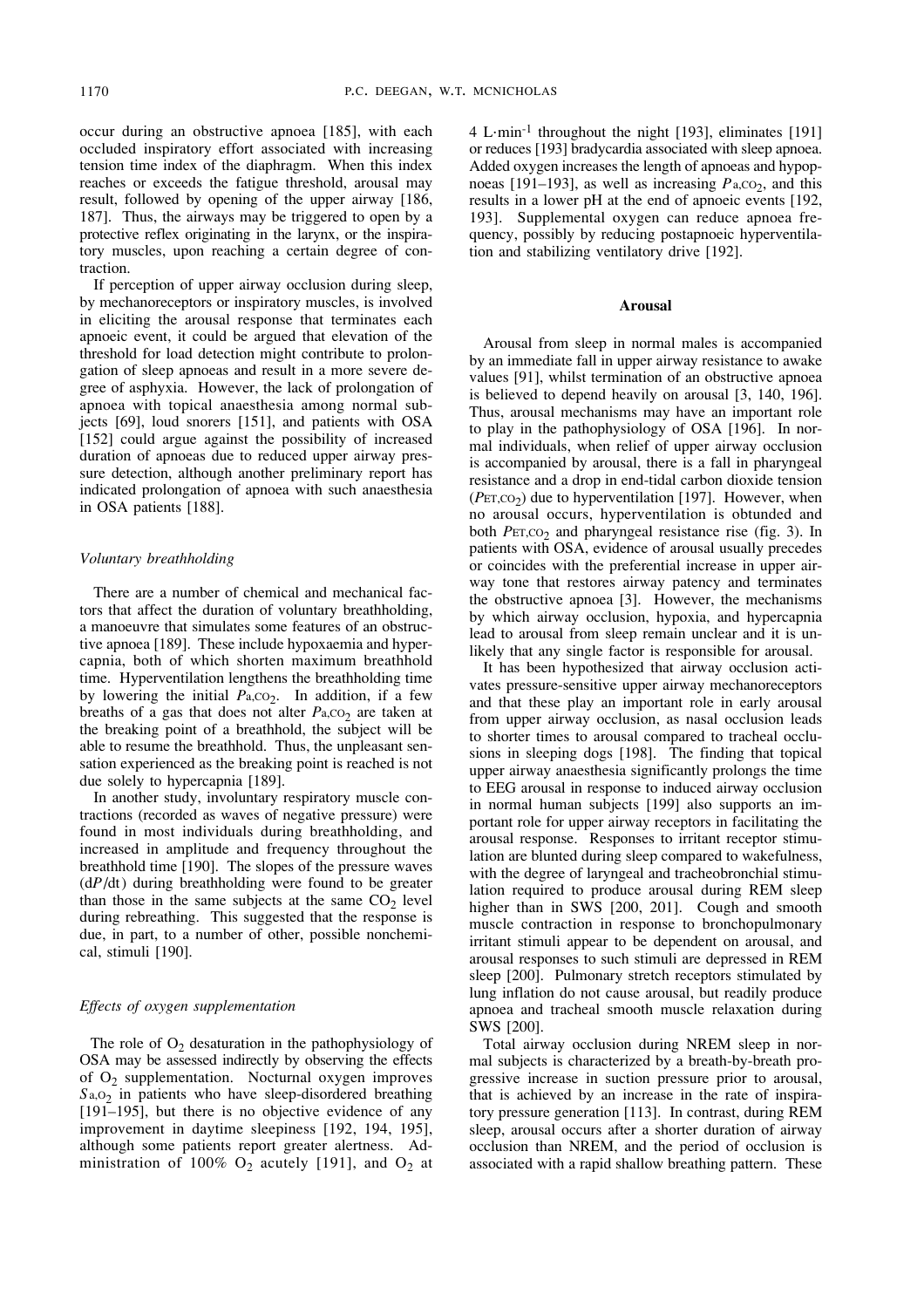occur during an obstructive apnoea [185], with each occluded inspiratory effort associated with increasing tension time index of the diaphragm. When this index reaches or exceeds the fatigue threshold, arousal may result, followed by opening of the upper airway [186, 187]. Thus, the airways may be triggered to open by a protective reflex originating in the larynx, or the inspiratory muscles, upon reaching a certain degree of contraction.

If perception of upper airway occlusion during sleep, by mechanoreceptors or inspiratory muscles, is involved in eliciting the arousal response that terminates each apnoeic event, it could be argued that elevation of the threshold for load detection might contribute to prolongation of sleep apnoeas and result in a more severe degree of asphyxia. However, the lack of prolongation of apnoea with topical anaesthesia among normal subjects [69], loud snorers [151], and patients with OSA [152] could argue against the possibility of increased duration of apnoeas due to reduced upper airway pressure detection, although another preliminary report has indicated prolongation of apnoea with such anaesthesia in OSA patients [188].

### *Voluntary breathholding*

There are a number of chemical and mechanical factors that affect the duration of voluntary breathholding, a manoeuvre that simulates some features of an obstructive apnoea [189]. These include hypoxaemia and hypercapnia, both of which shorten maximum breathhold time. Hyperventilation lengthens the breathholding time by lowering the initial $P_{a,CO_2}$. In addition, if a few breaths of a gas that does not alter $P_{a,CO_2}$ are taken at the breaking point of a breathhold, the subject will be able to resume the breathhold. Thus, the unpleasant sensation experienced as the breaking point is reached is not due solely to hypercapnia [189].

In another study, involuntary respiratory muscle contractions (recorded as waves of negative pressure) were found in most individuals during breathholding, and increased in amplitude and frequency throughout the breathhold time [190]. The slopes of the pressure waves ($dP/dt$) during breathholding were found to be greater than those in the same subjects at the same $CO_2$ level during rebreathing. This suggested that the response is due, in part, to a number of other, possible nonchemical, stimuli [190].

### *Effects of oxygen supplementation*

The role of $O_2$ desaturation in the pathophysiology of OSA may be assessed indirectly by observing the effects of $O_2$ supplementation. Nocturnal oxygen improves $S_{a,O_2}$ in patients who have sleep-disordered breathing [191–195], but there is no objective evidence of any improvement in daytime sleepiness [192, 194, 195], although some patients report greater alertness. Administration of 100% $O_2$ acutely [191], and $O_2$ at 4 $L \cdot min^{-1}$ throughout the night [193], eliminates [191] or reduces [193] bradycardia associated with sleep apnoea. Added oxygen increases the length of apnoeas and hypopnoeas [191–193], as well as increasing $P_{a,CO_2}$, and this results in a lower pH at the end of apnoeic events [192, 193]. Supplemental oxygen can reduce apnoea frequency, possibly by reducing postapnoeic hyperventilation and stabilizing ventilatory drive [192].

## Arousal

Arousal from sleep in normal males is accompanied by an immediate fall in upper airway resistance to awake values [91], whilst termination of an obstructive apnoea is believed to depend heavily on arousal [3, 140, 196]. Thus, arousal mechanisms may have an important role to play in the pathophysiology of OSA [196]. In normal individuals, when relief of upper airway occlusion is accompanied by arousal, there is a fall in pharyngeal resistance and a drop in end-tidal carbon dioxide tension ($P_{ET,CO_2}$) due to hyperventilation [197]. However, when no arousal occurs, hyperventilation is obtunded and both $P_{ET,CO_2}$ and pharyngeal resistance rise (fig. 3). In patients with OSA, evidence of arousal usually precedes or coincides with the preferential increase in upper airway tone that restores airway patency and terminates the obstructive apnoea [3]. However, the mechanisms by which airway occlusion, hypoxia, and hypercapnia lead to arousal from sleep remain unclear and it is unlikely that any single factor is responsible for arousal.

It has been hypothesized that airway occlusion activates pressure-sensitive upper airway mechanoreceptors and that these play an important role in early arousal from upper airway occlusion, as nasal occlusion leads to shorter times to arousal compared to tracheal occlusions in sleeping dogs [198]. The finding that topical upper airway anaesthesia significantly prolongs the time to EEG arousal in response to induced airway occlusion in normal human subjects [199] also supports an important role for upper airway receptors in facilitating the arousal response. Responses to irritant receptor stimulation are blunted during sleep compared to wakefulness, with the degree of laryngeal and tracheobronchial stimulation required to produce arousal during REM sleep higher than in SWS [200, 201]. Cough and smooth muscle contraction in response to bronchopulmonary irritant stimuli appear to be dependent on arousal, and arousal responses to such stimuli are depressed in REM sleep [200]. Pulmonary stretch receptors stimulated by lung inflation do not cause arousal, but readily produce apnoea and tracheal smooth muscle relaxation during SWS [200].

Total airway occlusion during NREM sleep in normal subjects is characterized by a breath-by-breath progressive increase in suction pressure prior to arousal, that is achieved by an increase in the rate of inspiratory pressure generation [113]. In contrast, during REM sleep, arousal occurs after a shorter duration of airway occlusion than NREM, and the period of occlusion is associated with a rapid shallow breathing pattern. These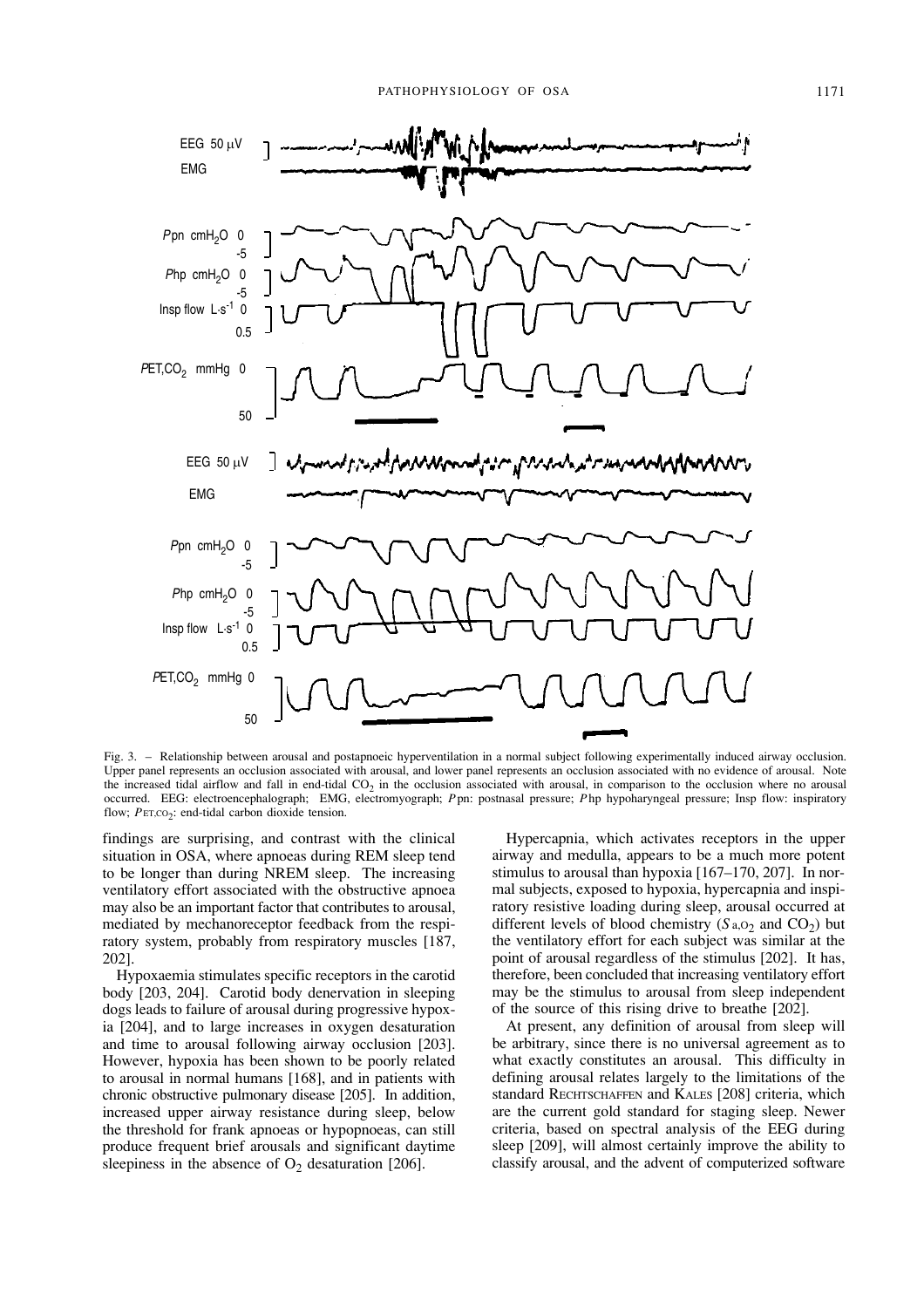Fig. 3. – Relationship between arousal and postapnoeic hyperventilation in a normal subject following experimentally induced airway occlusion. Upper panel represents an occlusion associated with arousal, and lower panel represents an occlusion associated with no evidence of arousal. Note the increased tidal airflow and fall in end-tidal $CO_2$ in the occlusion associated with arousal, in comparison to the occlusion where no arousal occurred. EEG: electroencephalograph; EMG, electromyograph; *P*pn: postnasal pressure; *P*hp hypoharyngeal pressure; Insp flow: inspiratory flow; $P_{ET,CO_2}$: end-tidal carbon dioxide tension.

findings are surprising, and contrast with the clinical situation in OSA, where apnoeas during REM sleep tend to be longer than during NREM sleep. The increasing ventilatory effort associated with the obstructive apnoea may also be an important factor that contributes to arousal, mediated by mechanoreceptor feedback from the respiratory system, probably from respiratory muscles [187, 202].

Hypoxaemia stimulates specific receptors in the carotid body [203, 204]. Carotid body denervation in sleeping dogs leads to failure of arousal during progressive hypoxia [204], and to large increases in oxygen desaturation and time to arousal following airway occlusion [203]. However, hypoxia has been shown to be poorly related to arousal in normal humans [168], and in patients with chronic obstructive pulmonary disease [205]. In addition, increased upper airway resistance during sleep, below the threshold for frank apnoeas or hypopnoeas, can still produce frequent brief arousals and significant daytime sleepiness in the absence of $O_2$ desaturation [206].

Hypercapnia, which activates receptors in the upper airway and medulla, appears to be a much more potent stimulus to arousal than hypoxia [167–170, 207]. In normal subjects, exposed to hypoxia, hypercapnia and inspiratory resistive loading during sleep, arousal occurred at different levels of blood chemistry ($S_{a,O_2}$ and $CO_2$) but the ventilatory effort for each subject was similar at the point of arousal regardless of the stimulus [202]. It has, therefore, been concluded that increasing ventilatory effort may be the stimulus to arousal from sleep independent of the source of this rising drive to breathe [202].

At present, any definition of arousal from sleep will be arbitrary, since there is no universal agreement as to what exactly constitutes an arousal. This difficulty in defining arousal relates largely to the limitations of the standard RECHTSCHAFFEN and KALES [208] criteria, which are the current gold standard for staging sleep. Newer criteria, based on spectral analysis of the EEG during sleep [209], will almost certainly improve the ability to classify arousal, and the advent of computerized software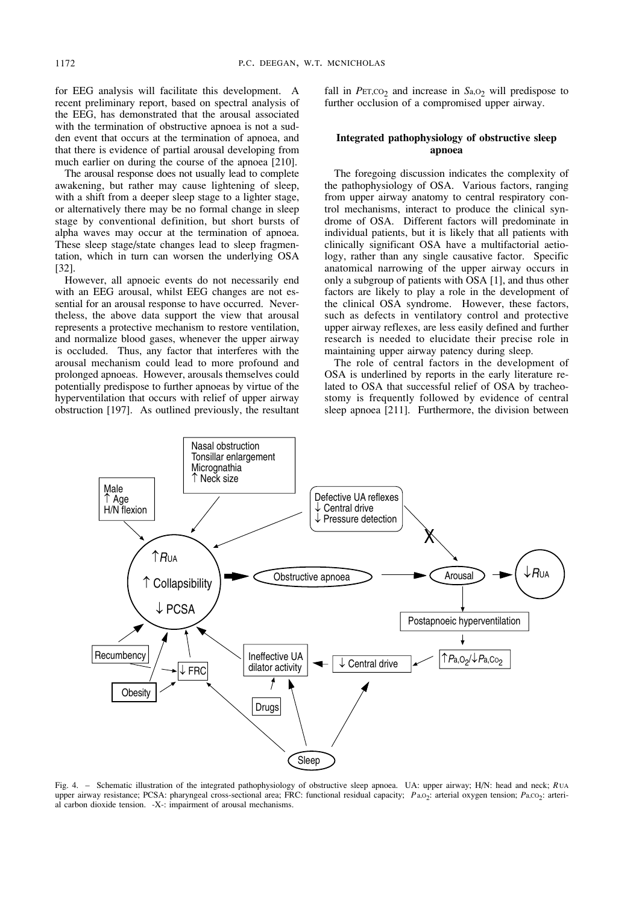for EEG analysis will facilitate this development. A recent preliminary report, based on spectral analysis of the EEG, has demonstrated that the arousal associated with the termination of obstructive apnoea is not a sudden event that occurs at the termination of apnoea, and that there is evidence of partial arousal developing from much earlier on during the course of the apnoea [210].

The arousal response does not usually lead to complete awakening, but rather may cause lightening of sleep, with a shift from a deeper sleep stage to a lighter stage, or alternatively there may be no formal change in sleep stage by conventional definition, but short bursts of alpha waves may occur at the termination of apnoea. These sleep stage/state changes lead to sleep fragmentation, which in turn can worsen the underlying OSA [32].

However, all apnoeic events do not necessarily end with an EEG arousal, whilst EEG changes are not essential for an arousal response to have occurred. Nevertheless, the above data support the view that arousal represents a protective mechanism to restore ventilation, and normalize blood gases, whenever the upper airway is occluded. Thus, any factor that interferes with the arousal mechanism could lead to more profound and prolonged apnoeas. However, arousals themselves could potentially predispose to further apnoeas by virtue of the hyperventilation that occurs with relief of upper airway obstruction [197]. As outlined previously, the resultant fall in $P_{ET,CO_2}$ and increase in $S_{a,O_2}$ will predispose to further occlusion of a compromised upper airway.

## Integrated pathophysiology of obstructive sleep apnoea

The foregoing discussion indicates the complexity of the pathophysiology of OSA. Various factors, ranging from upper airway anatomy to central respiratory control mechanisms, interact to produce the clinical syndrome of OSA. Different factors will predominate in individual patients, but it is likely that all patients with clinically significant OSA have a multifactorial aetiology, rather than any single causative factor. Specific anatomical narrowing of the upper airway occurs in only a subgroup of patients with OSA [1], and thus other factors are likely to play a role in the development of the clinical OSA syndrome. However, these factors, such as defects in ventilatory control and protective upper airway reflexes, are less easily defined and further research is needed to elucidate their precise role in maintaining upper airway patency during sleep.

The role of central factors in the development of OSA is underlined by reports in the early literature related to OSA that successful relief of OSA by tracheostomy is frequently followed by evidence of central sleep apnoea [211]. Furthermore, the division between

Fig. 4. – Schematic illustration of the integrated pathophysiology of obstructive sleep apnoea. UA: upper airway; H/N: head and neck; $R_{UA}$ upper airway resistance; PCSA: pharyngeal cross-sectional area; FRC: functional residual capacity; $P_{a,O_2}$: arterial oxygen tension; $P_{a,CO_2}$: arterial carbon dioxide tension. -X-: impairment of arousal mechanisms.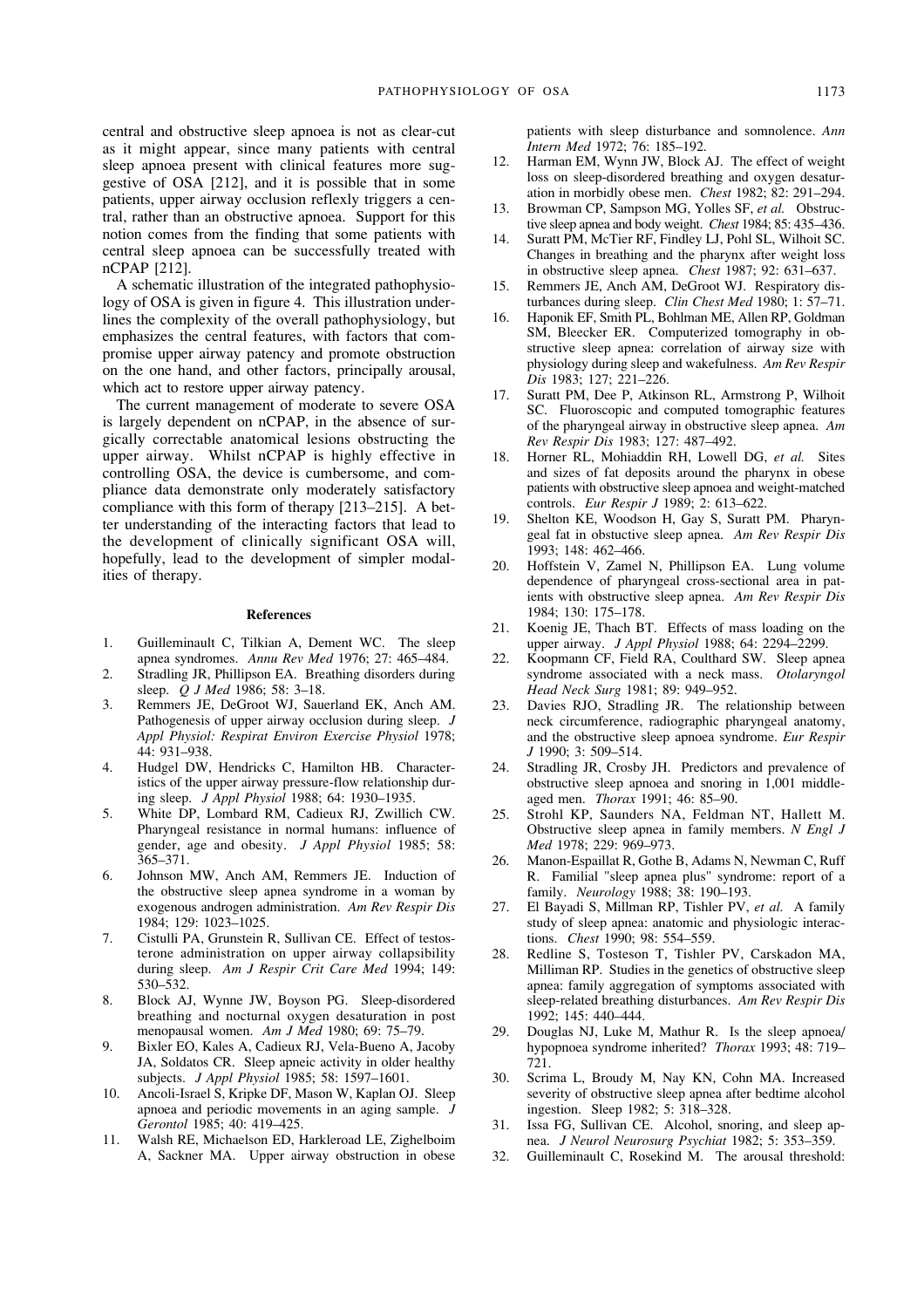central and obstructive sleep apnoea is not as clear-cut as it might appear, since many patients with central sleep apnoea present with clinical features more suggestive of OSA [212], and it is possible that in some patients, upper airway occlusion reflexly triggers a central, rather than an obstructive apnoea. Support for this notion comes from the finding that some patients with central sleep apnoea can be successfully treated with nCPAP [212].

A schematic illustration of the integrated pathophysiology of OSA is given in figure 4. This illustration underlines the complexity of the overall pathophysiology, but emphasizes the central features, with factors that compromise upper airway patency and promote obstruction on the one hand, and other factors, principally arousal, which act to restore upper airway patency.

The current management of moderate to severe OSA is largely dependent on nCPAP, in the absence of surgically correctable anatomical lesions obstructing the upper airway. Whilst nCPAP is highly effective in controlling OSA, the device is cumbersome, and compliance data demonstrate only moderately satisfactory compliance with this form of therapy [213–215]. A better understanding of the interacting factors that lead to the development of clinically significant OSA will, hopefully, lead to the development of simpler modalities of therapy.

## References

1. Guilleminault C, Tilkian A, Dement WC. The sleep apnea syndromes. *Annu Rev Med* 1976; 27: 465–484.
2. Stradling JR, Phillipson EA. Breathing disorders during sleep. *Q J Med* 1986; 58: 3–18.
3. Remmers JE, DeGroot WJ, Sauerland EK, Anch AM. Pathogenesis of upper airway occlusion during sleep. *J Appl Physiol: Respirat Environ Exercise Physiol* 1978; 44: 931–938.
4. Hudgel DW, Hendricks C, Hamilton HB. Characteristics of the upper airway pressure-flow relationship during sleep. *J Appl Physiol* 1988; 64: 1930–1935.
5. White DP, Lombard RM, Cadieux RJ, Zwillich CW. Pharyngeal resistance in normal humans: influence of gender, age and obesity. *J Appl Physiol* 1985; 58: 365–371.
6. Johnson MW, Anch AM, Remmers JE. Induction of the obstructive sleep apnea syndrome in a woman by exogenous androgen administration. *Am Rev Respir Dis* 1984; 129: 1023–1025.
7. Cistulli PA, Grunstein R, Sullivan CE. Effect of testosterone administration on upper airway collapsibility during sleep. *Am J Respir Crit Care Med* 1994; 149: 530–532.
8. Block AJ, Wynne JW, Boyson PG. Sleep-disordered breathing and nocturnal oxygen desaturation in post menopausal women. *Am J Med* 1980; 69: 75–79.
9. Bixler EO, Kales A, Cadieux RJ, Vela-Bueno A, Jacoby JA, Soldatos CR. Sleep apneic activity in older healthy subjects. *J Appl Physiol* 1985; 58: 1597–1601.
10. Ancoli-Israel S, Kripke DF, Mason W, Kaplan OJ. Sleep apnoea and periodic movements in an aging sample. *J Gerontol* 1985; 40: 419–425.
11. Walsh RE, Michaelson ED, Harkleroad LE, Zighelboim A, Sackner MA. Upper airway obstruction in obese patients with sleep disturbance and somnolence. *Ann Intern Med* 1972; 76: 185–192.
12. Harman EM, Wynn JW, Block AJ. The effect of weight loss on sleep-disordered breathing and oxygen desaturation in morbidly obese men. *Chest* 1982; 82: 291–294.
13. Browman CP, Sampson MG, Yolles SF, *et al.* Obstructive sleep apnea and body weight. *Chest* 1984; 85: 435–436.
14. Suratt PM, McTier RF, Findley LJ, Pohl SL, Wilhoit SC. Changes in breathing and the pharynx after weight loss in obstructive sleep apnea. *Chest* 1987; 92: 631–637.
15. Remmers JE, Anch AM, DeGroot WJ. Respiratory disturbances during sleep. *Clin Chest Med* 1980; 1: 57–71.
16. Haponik EF, Smith PL, Bohlman ME, Allen RP, Goldman SM, Bleecker ER. Computerized tomography in obstructive sleep apnea: correlation of airway size with physiology during sleep and wakefulness. *Am Rev Respir Dis* 1983; 127; 221–226.
17. Suratt PM, Dee P, Atkinson RL, Armstrong P, Wilhoit SC. Fluoroscopic and computed tomographic features of the pharyngeal airway in obstructive sleep apnea. *Am Rev Respir Dis* 1983; 127: 487–492.
18. Horner RL, Mohiaddin RH, Lowell DG, *et al.* Sites and sizes of fat deposits around the pharynx in obese patients with obstructive sleep apnoea and weight-matched controls. *Eur Respir J* 1989; 2: 613–622.
19. Shelton KE, Woodson H, Gay S, Suratt PM. Pharyngeal fat in obstructive sleep apnea. *Am Rev Respir Dis* 1993; 148: 462–466.
20. Hoffstein V, Zamel N, Phillipson EA. Lung volume dependence of pharyngeal cross-sectional area in patients with obstructive sleep apnea. *Am Rev Respir Dis* 1984; 130: 175–178.
21. Koenig JE, Thach BT. Effects of mass loading on the upper airway. *J Appl Physiol* 1988; 64: 2294–2299.
22. Koopmann CF, Field RA, Coulthard SW. Sleep apnea syndrome associated with a neck mass. *Otolaryngol Head Neck Surg* 1981; 89: 949–952.
23. Davies RJO, Stradling JR. The relationship between neck circumference, radiographic pharyngeal anatomy, and the obstructive sleep apnoea syndrome. *Eur Respir J* 1990; 3: 509–514.
24. Stradling JR, Crosby JH. Predictors and prevalence of obstructive sleep apnoea and snoring in 1,001 middle-aged men. *Thorax* 1991; 46: 85–90.
25. Strohl KP, Saunders NA, Feldman NT, Hallett M. Obstructive sleep apnea in family members. *N Engl J Med* 1978; 229: 969–973.
26. Manon-Espaillat R, Gothe B, Adams N, Newman C, Ruff R. Familial "sleep apnea plus" syndrome: report of a family. *Neurology* 1988; 38: 190–193.
27. El Bayadi S, Millman RP, Tishler PV, *et al.* A family study of sleep apnea: anatomic and physiologic interactions. *Chest* 1990; 98: 554–559.
28. Redline S, Tosteson T, Tishler PV, Carskadon MA, Milliman RP. Studies in the genetics of obstructive sleep apnea: family aggregation of symptoms associated with sleep-related breathing disturbances. *Am Rev Respir Dis* 1992; 145: 440–444.
29. Douglas NJ, Luke M, Mathur R. Is the sleep apnoea/hypopnoea syndrome inherited? *Thorax* 1993; 48: 719–721.
30. Scrima L, Broudy M, Nay KN, Cohn MA. Increased severity of obstructive sleep apnea after bedtime alcohol ingestion. Sleep 1982; 5: 318–328.
31. Issa FG, Sullivan CE. Alcohol, snoring, and sleep apnea. *J Neurol Neurosurg Psychiat* 1982; 5: 353–359.
32. Guilleminault C, Rosekind M. The arousal threshold: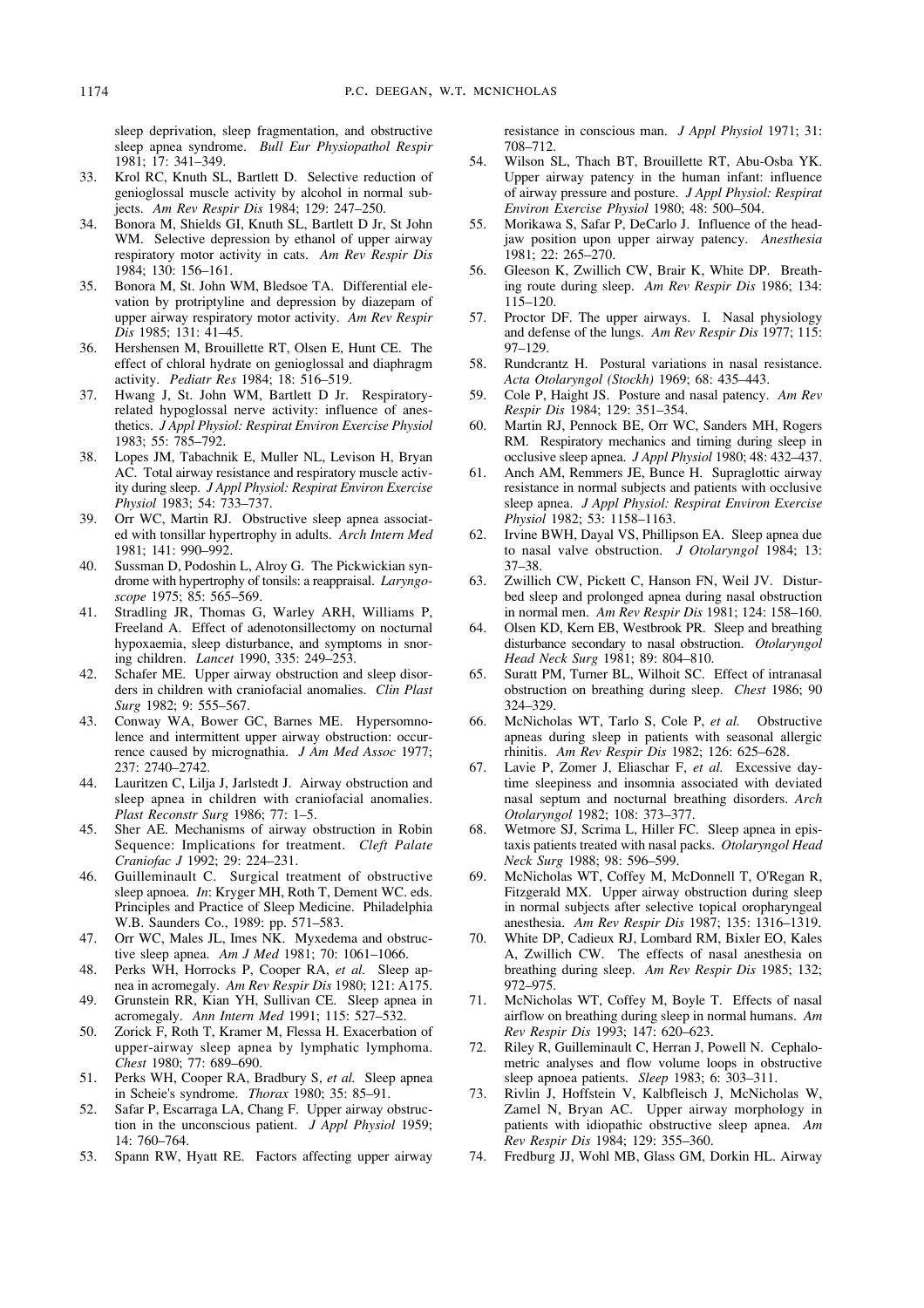sleep deprivation, sleep fragmentation, and obstructive sleep apnea syndrome. *Bull Eur Physiopathol Respir* 1981; 17: 341–349.

33. Krol RC, Knuth SL, Bartlett D. Selective reduction of genioglossal muscle activity by alcohol in normal subjects. *Am Rev Respir Dis* 1984; 129: 247–250.
34. Bonora M, Shields GI, Knuth SL, Bartlett D Jr, St John WM. Selective depression by ethanol of upper airway respiratory motor activity in cats. *Am Rev Respir Dis* 1984; 130: 156–161.
35. Bonora M, St. John WM, Bledsoe TA. Differential elevation by protriptyline and depression by diazepam of upper airway respiratory motor activity. *Am Rev Respir Dis* 1985; 131: 41–45.
36. Hershensen M, Brouillette RT, Olsen E, Hunt CE. The effect of chloral hydrate on genioglossal and diaphragm activity. *Pediatr Res* 1984; 18: 516–519.
37. Hwang J, St. John WM, Bartlett D Jr. Respiratory-related hypoglossal nerve activity: influence of anesthetics. *J Appl Physiol: Respirat Environ Exercise Physiol* 1983; 55: 785–792.
38. Lopes JM, Tabachnik E, Muller NL, Levison H, Bryan AC. Total airway resistance and respiratory muscle activity during sleep. *J Appl Physiol: Respirat Environ Exercise Physiol* 1983; 54: 733–737.
39. Orr WC, Martin RJ. Obstructive sleep apnea associated with tonsillar hypertrophy in adults. *Arch Intern Med* 1981; 141: 990–992.
40. Sussman D, Podoshin L, Alroy G. The Pickwickian syndrome with hypertrophy of tonsils: a reappraisal. *Laryngoscope* 1975; 85: 565–569.
41. Stradling JR, Thomas G, Warley ARH, Williams P, Freeland A. Effect of adenotonsillectomy on nocturnal hypoxaemia, sleep disturbance, and symptoms in snoring children. *Lancet* 1990, 335: 249–253.
42. Schafer ME. Upper airway obstruction and sleep disorders in children with craniofacial anomalies. *Clin Plast Surg* 1982; 9: 555–567.
43. Conway WA, Bower GC, Barnes ME. Hypersomnolence and intermittent upper airway obstruction: occurrence caused by micrognathia. *J Am Med Assoc* 1977; 237: 2740–2742.
44. Lauritzen C, Lilja J, Jarlstedt J. Airway obstruction and sleep apnea in children with craniofacial anomalies. *Plast Reconstr Surg* 1986; 77: 1–5.
45. Sher AE. Mechanisms of airway obstruction in Robin Sequence: Implications for treatment. *Cleft Palate Craniofac J* 1992; 29: 224–231.
46. Guilleminault C. Surgical treatment of obstructive sleep apnoea. *In*: Kryger MH, Roth T, Dement WC. eds. Principles and Practice of Sleep Medicine. Philadelphia W.B. Saunders Co., 1989: pp. 571–583.
47. Orr WC, Males JL, Imes NK. Myxedema and obstructive sleep apnea. *Am J Med* 1981; 70: 1061–1066.
48. Perks WH, Horrocks P, Cooper RA, *et al.* Sleep apnea in acromegaly. *Am Rev Respir Dis* 1980; 121: A175.
49. Grunstein RR, Kian YH, Sullivan CE. Sleep apnea in acromegaly. *Ann Intern Med* 1991; 115: 527–532.
50. Zorick F, Roth T, Kramer M, Flessa H. Exacerbation of upper-airway sleep apnea by lymphatic lymphoma. *Chest* 1980; 77: 689–690.
51. Perks WH, Cooper RA, Bradbury S, *et al.* Sleep apnea in Scheie's syndrome. *Thorax* 1980; 35: 85–91.
52. Safar P, Escarraga LA, Chang F. Upper airway obstruction in the unconscious patient. *J Appl Physiol* 1959; 14: 760–764.
53. Spann RW, Hyatt RE. Factors affecting upper airway resistance in conscious man. *J Appl Physiol* 1971; 31: 708–712.
54. Wilson SL, Thach BT, Brouillette RT, Abu-Osba YK. Upper airway patency in the human infant: influence of airway pressure and posture. *J Appl Physiol: Respirat Environ Exercise Physiol* 1980; 48: 500–504.
55. Morikawa S, Safar P, DeCarlo J. Influence of the head-jaw position upon upper airway patency. *Anesthesia* 1981; 22: 265–270.
56. Gleeson K, Zwillich CW, Brair K, White DP. Breathing route during sleep. *Am Rev Respir Dis* 1986; 134: 115–120.
57. Proctor DF. The upper airways. I. Nasal physiology and defense of the lungs. *Am Rev Respir Dis* 1977; 115: 97–129.
58. Rundcrantz H. Postural variations in nasal resistance. *Acta Otolaryngol (Stockh)* 1969; 68: 435–443.
59. Cole P, Haight JS. Posture and nasal patency. *Am Rev Respir Dis* 1984; 129: 351–354.
60. Martin RJ, Pennock BE, Orr WC, Sanders MH, Rogers RM. Respiratory mechanics and timing during sleep in occlusive sleep apnea. *J Appl Physiol* 1980; 48: 432–437.
61. Anch AM, Remmers JE, Bunce H. Supraglottic airway resistance in normal subjects and patients with occlusive sleep apnea. *J Appl Physiol: Respirat Environ Exercise Physiol* 1982; 53: 1158–1163.
62. Irvine BWH, Dayal VS, Phillipson EA. Sleep apnea due to nasal valve obstruction. *J Otolaryngol* 1984; 13: 37–38.
63. Zwillich CW, Pickett C, Hanson FN, Weil JV. Disturbed sleep and prolonged apnea during nasal obstruction in normal men. *Am Rev Respir Dis* 1981; 124: 158–160.
64. Olsen KD, Kern EB, Westbrook PR. Sleep and breathing disturbance secondary to nasal obstruction. *Otolaryngol Head Neck Surg* 1981; 89: 804–810.
65. Suratt PM, Turner BL, Wilhoit SC. Effect of intranasal obstruction on breathing during sleep. *Chest* 1986; 90 324–329.
66. McNicholas WT, Tarlo S, Cole P, *et al.* Obstructive apneas during sleep in patients with seasonal allergic rhinitis. *Am Rev Respir Dis* 1982; 126: 625–628.
67. Lavie P, Zomer J, Eliaschar F, *et al.* Excessive daytime sleepiness and insomnia associated with deviated nasal septum and nocturnal breathing disorders. *Arch Otolaryngol* 1982; 108: 373–377.
68. Wetmore SJ, Scrima L, Hiller FC. Sleep apnea in epistaxis patients treated with nasal packs. *Otolaryngol Head Neck Surg* 1988; 98: 596–599.
69. McNicholas WT, Coffey M, McDonnell T, O'Regan R, Fitzgerald MX. Upper airway obstruction during sleep in normal subjects after selective topical oropharyngeal anesthesia. *Am Rev Respir Dis* 1987; 135: 1316–1319.
70. White DP, Cadieux RJ, Lombard RM, Bixler EO, Kales A, Zwillich CW. The effects of nasal anesthesia on breathing during sleep. *Am Rev Respir Dis* 1985; 132; 972–975.
71. McNicholas WT, Coffey M, Boyle T. Effects of nasal airflow on breathing during sleep in normal humans. *Am Rev Respir Dis* 1993; 147: 620–623.
72. Riley R, Guilleminault C, Herran J, Powell N. Cephalometric analyses and flow volume loops in obstructive sleep apnoea patients. *Sleep* 1983; 6: 303–311.
73. Rivlin J, Hoffstein V, Kalbfleisch J, McNicholas W, Zamel N, Bryan AC. Upper airway morphology in patients with idiopathic obstructive sleep apnea. *Am Rev Respir Dis* 1984; 129: 355–360.
74. Fredburg JJ, Wohl MB, Glass GM, Dorkin HL. Airway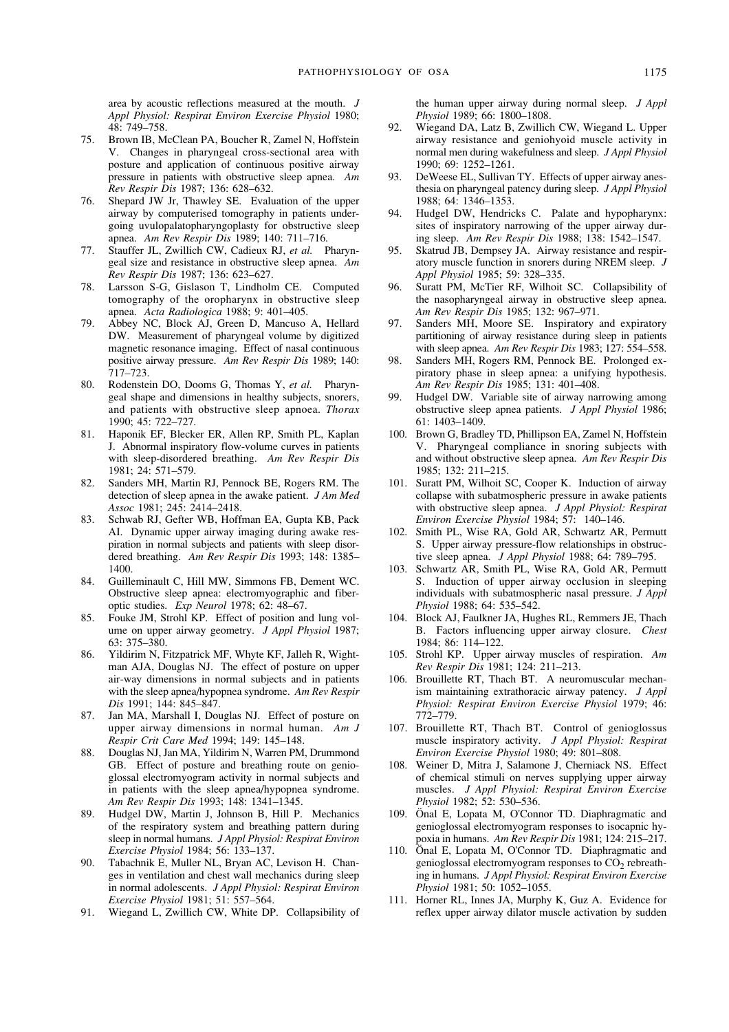area by acoustic reflections measured at the mouth. *J Appl Physiol: Respirat Environ Exercise Physiol* 1980; 48: 749–758.

75. Brown IB, McClean PA, Boucher R, Zamel N, Hoffstein V. Changes in pharyngeal cross-sectional area with posture and application of continuous positive airway pressure in patients with obstructive sleep apnea. *Am Rev Respir Dis* 1987; 136: 628–632.
76. Shepard JW Jr, Thawley SE. Evaluation of the upper airway by computerised tomography in patients undergoing uvulopalatopharyngoplasty for obstructive sleep apnea. *Am Rev Respir Dis* 1989; 140: 711–716.
77. Stauffer JL, Zwillich CW, Cadieux RJ, *et al.* Pharyngeal size and resistance in obstructive sleep apnea. *Am Rev Respir Dis* 1987; 136: 623–627.
78. Larsson S-G, Gislason T, Lindholm CE. Computed tomography of the oropharynx in obstructive sleep apnea. *Acta Radiologica* 1988; 9: 401–405.
79. Abbey NC, Block AJ, Green D, Mancuso A, Hellard DW. Measurement of pharyngeal volume by digitized magnetic resonance imaging. Effect of nasal continuous positive airway pressure. *Am Rev Respir Dis* 1989; 140: 717–723.
80. Rodenstein DO, Dooms G, Thomas Y, *et al.* Pharyngeal shape and dimensions in healthy subjects, snorers, and patients with obstructive sleep apnoea. *Thorax* 1990; 45: 722–727.
81. Haponik EF, Blecker ER, Allen RP, Smith PL, Kaplan J. Abnormal inspiratory flow-volume curves in patients with sleep-disordered breathing. *Am Rev Respir Dis* 1981; 24: 571–579.
82. Sanders MH, Martin RJ, Pennock BE, Rogers RM. The detection of sleep apnea in the awake patient. *J Am Med Assoc* 1981; 245: 2414–2418.
83. Schwab RJ, Gefter WB, Hoffman EA, Gupta KB, Pack AI. Dynamic upper airway imaging during awake respiration in normal subjects and patients with sleep disordered breathing. *Am Rev Respir Dis* 1993; 148: 1385–1400.
84. Guilleminault C, Hill MW, Simmons FB, Dement WC. Obstructive sleep apnea: electromyographic and fiberoptic studies. *Exp Neurol* 1978; 62: 48–67.
85. Fouke JM, Strohl KP. Effect of position and lung volume on upper airway geometry. *J Appl Physiol* 1987; 63: 375–380.
86. Yildirim N, Fitzpatrick MF, Whyte KF, Jalleh R, Wightman AJA, Douglas NJ. The effect of posture on upper air-way dimensions in normal subjects and in patients with the sleep apnea/hypopnea syndrome. *Am Rev Respir Dis* 1991; 144: 845–847.
87. Jan MA, Marshall I, Douglas NJ. Effect of posture on upper airway dimensions in normal human. *Am J Respir Crit Care Med* 1994; 149: 145–148.
88. Douglas NJ, Jan MA, Yildirim N, Warren PM, Drummond GB. Effect of posture and breathing route on genioglossal electromyogram activity in normal subjects and in patients with the sleep apnea/hypopnea syndrome. *Am Rev Respir Dis* 1993; 148: 1341–1345.
89. Hudgel DW, Martin J, Johnson B, Hill P. Mechanics of the respiratory system and breathing pattern during sleep in normal humans. *J Appl Physiol: Respirat Environ Exercise Physiol* 1984; 56: 133–137.
90. Tabachnik E, Muller NL, Bryan AC, Levison H. Changes in ventilation and chest wall mechanics during sleep in normal adolescents. *J Appl Physiol: Respirat Environ Exercise Physiol* 1981; 51: 557–564.
91. Wiegand L, Zwillich CW, White DP. Collapsibility of the human upper airway during normal sleep. *J Appl Physiol* 1989; 66: 1800–1808.
92. Wiegand DA, Latz B, Zwillich CW, Wiegand L. Upper airway resistance and geniohyoid muscle activity in normal men during wakefulness and sleep. *J Appl Physiol* 1990; 69: 1252–1261.
93. DeWeese EL, Sullivan TY. Effects of upper airway anesthesia on pharyngeal patency during sleep. *J Appl Physiol* 1988; 64: 1346–1353.
94. Hudgel DW, Hendricks C. Palate and hypopharynx: sites of inspiratory narrowing of the upper airway during sleep. *Am Rev Respir Dis* 1988; 138: 1542–1547.
95. Skatrud JB, Dempsey JA. Airway resistance and respiratory muscle function in snorers during NREM sleep. *J Appl Physiol* 1985; 59: 328–335.
96. Suratt PM, McTier RF, Wilhoit SC. Collapsibility of the nasopharyngeal airway in obstructive sleep apnea. *Am Rev Respir Dis* 1985; 132: 967–971.
97. Sanders MH, Moore SE. Inspiratory and expiratory partitioning of airway resistance during sleep in patients with sleep apnea. *Am Rev Respir Dis* 1983; 127: 554–558.
98. Sanders MH, Rogers RM, Pennock BE. Prolonged expiratory phase in sleep apnea: a unifying hypothesis. *Am Rev Respir Dis* 1985; 131: 401–408.
99. Hudgel DW. Variable site of airway narrowing among obstructive sleep apnea patients. *J Appl Physiol* 1986; 61: 1403–1409.
100. Brown G, Bradley TD, Phillipson EA, Zamel N, Hoffstein V. Pharyngeal compliance in snoring subjects with and without obstructive sleep apnea. *Am Rev Respir Dis* 1985; 132: 211–215.
101. Suratt PM, Wilhoit SC, Cooper K. Induction of airway collapse with subatmospheric pressure in awake patients with obstructive sleep apnea. *J Appl Physiol: Respirat Environ Exercise Physiol* 1984; 57: 140–146.
102. Smith PL, Wise RA, Gold AR, Schwartz AR, Permutt S. Upper airway pressure-flow relationships in obstructive sleep apnea. *J Appl Physiol* 1988; 64: 789–795.
103. Schwartz AR, Smith PL, Wise RA, Gold AR, Permutt S. Induction of upper airway occlusion in sleeping individuals with subatmospheric nasal pressure. *J Appl Physiol* 1988; 64: 535–542.
104. Block AJ, Faulkner JA, Hughes RL, Remmers JE, Thach B. Factors influencing upper airway closure. *Chest* 1984; 86: 114–122.
105. Strohl KP. Upper airway muscles of respiration. *Am Rev Respir Dis* 1981; 124: 211–213.
106. Brouillette RT, Thach BT. A neuromuscular mechanism maintaining extrathoracic airway patency. *J Appl Physiol: Respirat Environ Exercise Physiol* 1979; 46: 772–779.
107. Brouillette RT, Thach BT. Control of genioglossus muscle inspiratory activity. *J Appl Physiol: Respirat Environ Exercise Physiol* 1980; 49: 801–808.
108. Weiner D, Mitra J, Salamone J, Cherniack NS. Effect of chemical stimuli on nerves supplying upper airway muscles. *J Appl Physiol: Respirat Environ Exercise Physiol* 1982; 52: 530–536.
109. Önal E, Lopata M, O'Connor TD. Diaphragmatic and genioglossal electromyogram responses to isocapnic hypoxia in humans. *Am Rev Respir Dis* 1981; 124: 215–217.
110. Önal E, Lopata M, O'Connor TD. Diaphragmatic and genioglossal electromyogram responses to $CO_2$ rebreathing in humans. *J Appl Physiol: Respirat Environ Exercise Physiol* 1981; 50: 1052–1055.
111. Horner RL, Innes JA, Murphy K, Guz A. Evidence for reflex upper airway dilator muscle activation by sudden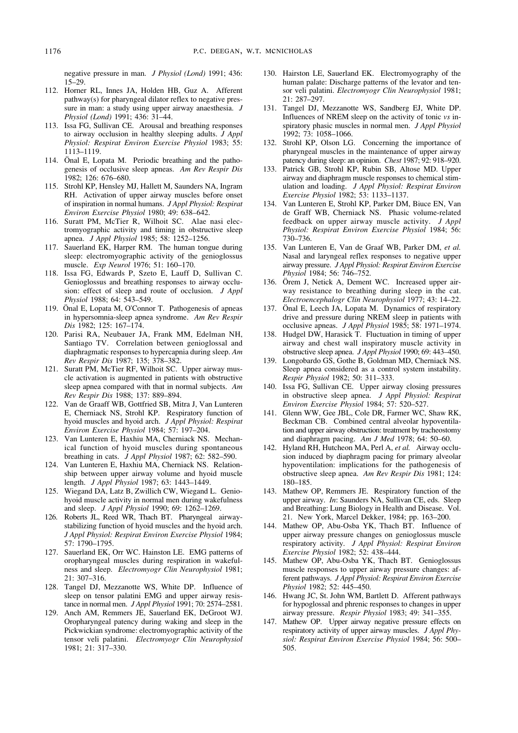negative pressure in man. *J Physiol (Lond)* 1991; 436: 15–29.

112. Horner RL, Innes JA, Holden HB, Guz A. Afferent pathway(s) for pharyngeal dilator reflex to negative pressure in man: a study using upper airway anaesthesia. *J Physiol (Lond)* 1991; 436: 31–44.
113. Issa FG, Sullivan CE. Arousal and breathing responses to airway occlusion in healthy sleeping adults. *J Appl Physiol: Respirat Environ Exercise Physiol* 1983; 55: 1113–1119.
114. Önal E, Lopata M. Periodic breathing and the pathogenesis of occlusive sleep apneas. *Am Rev Respir Dis* 1982; 126: 676–680.
115. Strohl KP, Hensley MJ, Hallett M, Saunders NA, Ingram RH. Activation of upper airway muscles before onset of inspiration in normal humans. *J Appl Physiol: Respirat Environ Exercise Physiol* 1980; 49: 638–642.
116. Suratt PM, McTier R, Wilhoit SC. Alae nasi electromyographic activity and timing in obstructive sleep apnea. *J Appl Physiol* 1985; 58: 1252–1256.
117. Sauerland EK, Harper RM. The human tongue during sleep: electromyographic activity of the genioglossus muscle. *Exp Neurol* 1976; 51: 160–170.
118. Issa FG, Edwards P, Szeto E, Lauff D, Sullivan C. Genioglossus and breathing responses to airway occlusion: effect of sleep and route of occlusion. *J Appl Physiol* 1988; 64: 543–549.
119. Önal E, Lopata M, O'Connor T. Pathogenesis of apneas in hypersomnia-sleep apnea syndrome. *Am Rev Respir Dis* 1982; 125: 167–174.
120. Parisi RA, Neubauer JA, Frank MM, Edelman NH, Santiago TV. Correlation between genioglossal and diaphragmatic responses to hypercapnia during sleep. *Am Rev Respir Dis* 1987; 135; 378–382.
121. Suratt PM, McTier RF, Wilhoit SC. Upper airway muscle activation is augmented in patients with obstructive sleep apnea compared with that in normal subjects. *Am Rev Respir Dis* 1988; 137: 889–894.
122. Van de Graaff WB, Gottfried SB, Mitra J, Van Lunteren E, Cherniack NS, Strohl KP. Respiratory function of hyoid muscles and hyoid arch. *J Appl Physiol: Respirat Environ Exercise Physiol* 1984; 57: 197–204.
123. Van Lunteren E, Haxhiu MA, Cherniack NS. Mechanical function of hyoid muscles during spontaneous breathing in cats. *J Appl Physiol* 1987; 62: 582–590.
124. Van Lunteren E, Haxhiu MA, Cherniack NS. Relationship between upper airway volume and hyoid muscle length. *J Appl Physiol* 1987; 63: 1443–1449.
125. Wiegand DA, Latz B, Zwillich CW, Wiegand L. Geniohyoid muscle activity in normal men during wakefulness and sleep. *J Appl Physiol* 1990; 69: 1262–1269.
126. Roberts JL, Reed WR, Thach BT. Pharyngeal airway-stabilizing function of hyoid muscles and the hyoid arch. *J Appl Physiol: Respirat Environ Exercise Physiol* 1984; 57: 1790–1795.
127. Sauerland EK, Orr WC. Hainston LE. EMG patterns of oropharyngeal muscles during respiration in wakefulness and sleep. *Electromyogr Clin Neurophysiol* 1981; 21: 307–316.
128. Tangel DJ, Mezzanotte WS, White DP. Influence of sleep on tensor palatini EMG and upper airway resistance in normal men. *J Appl Physiol* 1991; 70: 2574–2581.
129. Anch AM, Remmers JE, Sauerland EK, DeGroot WJ. Oropharyngeal patency during waking and sleep in the Pickwickian syndrome: electromyographic activity of the tensor veli palatini. *Electromyogr Clin Neurophysiol* 1981; 21: 317–330.
130. Hairston LE, Sauerland EK. Electromyography of the human palate: Discharge patterns of the levator and tensor veli palatini. *Electromyogr Clin Neurophysiol* 1981; 21: 287–297.
131. Tangel DJ, Mezzanotte WS, Sandberg EJ, White DP. Influences of NREM sleep on the activity of tonic *vs* inspiratory phasic muscles in normal men. *J Appl Physiol* 1992; 73: 1058–1066.
132. Strohl KP, Olson LG. Concerning the importance of pharyngeal muscles in the maintenance of upper airway patency during sleep: an opinion. *Chest* 1987; 92: 918–920.
133. Patrick GB, Strohl KP, Rubin SB, Altose MD. Upper airway and diaphragm muscle responses to chemical stimulation and loading. *J Appl Physiol: Respirat Environ Exercise Physiol* 1982; 53: 1133–1137.
134. Van Lunteren E, Strohl KP, Parker DM, Biuce EN, Van de Graff WB, Cherniack NS. Phasic volume-related feedback on upper airway muscle activity. *J Appl Physiol: Respirat Environ Exercise Physiol* 1984; 56: 730–736.
135. Van Lunteren E, Van de Graaf WB, Parker DM, *et al.* Nasal and laryngeal reflex responses to negative upper airway pressure. *J Appl Physiol: Respirat Environ Exercise Physiol* 1984; 56: 746–752.
136. Örem J, Netick A, Dement WC. Increased upper airway resistance to breathing during sleep in the cat. *Electroencephalogr Clin Neurophysiol* 1977; 43: 14–22.
137. Önal E, Leech JA, Lopata M. Dynamics of respiratory drive and pressure during NREM sleep in patients with occlusive apneas. *J Appl Physiol* 1985; 58: 1971–1974.
138. Hudgel DW, Harasick T. Fluctuation in timing of upper airway and chest wall inspiratory muscle activity in obstructive sleep apnea. *J Appl Physiol* 1990; 69: 443–450.
139. Longobardo GS, Gothe B, Goldman MD, Cherniack NS. Sleep apnea considered as a control system instability. *Respir Physiol* 1982; 50: 311–333.
140. Issa FG, Sullivan CE. Upper airway closing pressures in obstructive sleep apnea. *J Appl Physiol: Respirat Environ Exercise Physiol* 1984; 57: 520–527.
141. Glenn WW, Gee JBL, Cole DR, Farmer WC, Shaw RK, Beckman CB. Combined central alveolar hypoventilation and upper airway obstruction: treatment by tracheostomy and diaphragm pacing. *Am J Med* 1978; 64: 50–60.
142. Hyland RH, Hutcheon MA, Perl A, *et al.* Airway occlusion induced by diaphragm pacing for primary alveolar hypoventilation: implications for the pathogenesis of obstructive sleep apnea. *Am Rev Respir Dis* 1981; 124: 180–185.
143. Mathew OP, Remmers JE. Respiratory function of the upper airway. *In*: Saunders NA, Sullivan CE, eds. Sleep and Breathing: Lung Biology in Health and Disease. Vol. 21. New York, Marcel Dekker, 1984; pp. 163–200.
144. Mathew OP, Abu-Osba YK, Thach BT. Influence of upper airway pressure changes on genioglossus muscle respiratory activity. *J Appl Physiol: Respirat Environ Exercise Physiol* 1982; 52: 438–444.
145. Mathew OP, Abu-Osba YK, Thach BT. Genioglossus muscle responses to upper airway pressure changes: afferent pathways. *J Appl Physiol: Respirat Environ Exercise Physiol* 1982; 52: 445–450.
146. Hwang JC, St. John WM, Bartlett D. Afferent pathways for hypoglossal and phrenic responses to changes in upper airway pressure. *Respir Physiol* 1983; 49: 341–355.
147. Mathew OP. Upper airway negative pressure effects on respiratory activity of upper airway muscles. *J Appl Physiol: Respirat Environ Exercise Physiol* 1984; 56: 500–505.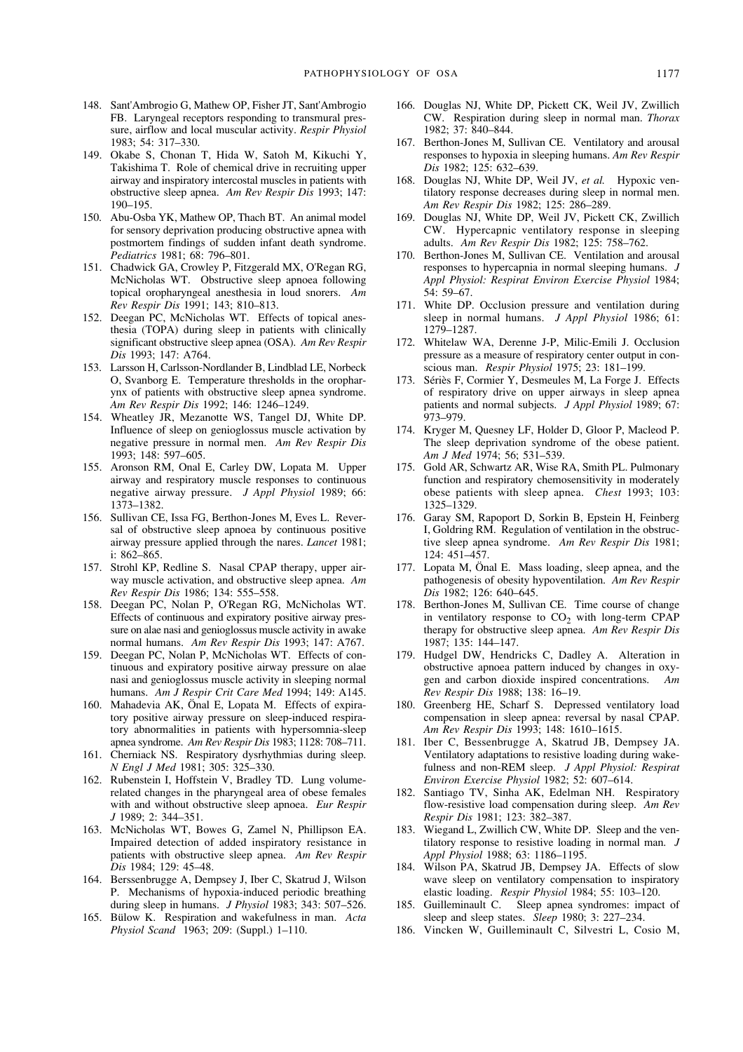148. Sant'Ambrogio G, Mathew OP, Fisher JT, Sant'Ambrogio FB. Laryngeal receptors responding to transmural pressure, airflow and local muscular activity. *Respir Physiol* 1983; 54: 317–330.
149. Okabe S, Chonan T, Hida W, Satoh M, Kikuchi Y, Takishima T. Role of chemical drive in recruiting upper airway and inspiratory intercostal muscles in patients with obstructive sleep apnea. *Am Rev Respir Dis* 1993; 147: 190–195.
150. Abu-Osba YK, Mathew OP, Thach BT. An animal model for sensory deprivation producing obstructive apnea with postmortem findings of sudden infant death syndrome. *Pediatrics* 1981; 68: 796–801.
151. Chadwick GA, Crowley P, Fitzgerald MX, O'Regan RG, McNicholas WT. Obstructive sleep apnoea following topical oropharyngeal anesthesia in loud snorers. *Am Rev Respir Dis* 1991; 143; 810–813.
152. Deegan PC, McNicholas WT. Effects of topical anesthesia (TOPA) during sleep in patients with clinically significant obstructive sleep apnea (OSA). *Am Rev Respir Dis* 1993; 147: A764.
153. Larsson H, Carlsson-Nordlander B, Lindblad LE, Norbeck O, Svanborg E. Temperature thresholds in the oropharynx of patients with obstructive sleep apnea syndrome. *Am Rev Respir Dis* 1992; 146: 1246–1249.
154. Wheatley JR, Mezanotte WS, Tangel DJ, White DP. Influence of sleep on genioglossus muscle activation by negative pressure in normal men. *Am Rev Respir Dis* 1993; 148: 597–605.
155. Aronson RM, Onal E, Carley DW, Lopata M. Upper airway and respiratory muscle responses to continuous negative airway pressure. *J Appl Physiol* 1989; 66: 1373–1382.
156. Sullivan CE, Issa FG, Berthon-Jones M, Eves L. Reversal of obstructive sleep apnoea by continuous positive airway pressure applied through the nares. *Lancet* 1981; i: 862–865.
157. Strohl KP, Redline S. Nasal CPAP therapy, upper airway muscle activation, and obstructive sleep apnea. *Am Rev Respir Dis* 1986; 134: 555–558.
158. Deegan PC, Nolan P, O'Regan RG, McNicholas WT. Effects of continuous and expiratory positive airway pressure on alae nasi and genioglossus muscle activity in awake normal humans. *Am Rev Respir Dis* 1993; 147: A767.
159. Deegan PC, Nolan P, McNicholas WT. Effects of continuous and expiratory positive airway pressure on alae nasi and genioglossus muscle activity in sleeping normal humans. *Am J Respir Crit Care Med* 1994; 149: A145.
160. Mahadevia AK, Önal E, Lopata M. Effects of expiratory positive airway pressure on sleep-induced respiratory abnormalities in patients with hypersomnia-sleep apnea syndrome. *Am Rev Respir Dis* 1983; 1128: 708–711.
161. Cherniack NS. Respiratory dysrhythmias during sleep. *N Engl J Med* 1981; 305: 325–330.
162. Rubenstein I, Hoffstein V, Bradley TD. Lung volume-related changes in the pharyngeal area of obese females with and without obstructive sleep apnoea. *Eur Respir J* 1989; 2: 344–351.
163. McNicholas WT, Bowes G, Zamel N, Phillipson EA. Impaired detection of added inspiratory resistance in patients with obstructive sleep apnea. *Am Rev Respir Dis* 1984; 129: 45–48.
164. Berssenbrugge A, Dempsey J, Iber C, Skatrud J, Wilson P. Mechanisms of hypoxia-induced periodic breathing during sleep in humans. *J Physiol* 1983; 343: 507–526.
165. Bülow K. Respiration and wakefulness in man. *Acta Physiol Scand* 1963; 209: (Suppl.) 1–110.
166. Douglas NJ, White DP, Pickett CK, Weil JV, Zwillich CW. Respiration during sleep in normal man. *Thorax* 1982; 37: 840–844.
167. Berthon-Jones M, Sullivan CE. Ventilatory and arousal responses to hypoxia in sleeping humans. *Am Rev Respir Dis* 1982; 125: 632–639.
168. Douglas NJ, White DP, Weil JV, *et al.* Hypoxic ventilatory response decreases during sleep in normal men. *Am Rev Respir Dis* 1982; 125: 286–289.
169. Douglas NJ, White DP, Weil JV, Pickett CK, Zwillich CW. Hypercapnic ventilatory response in sleeping adults. *Am Rev Respir Dis* 1982; 125: 758–762.
170. Berthon-Jones M, Sullivan CE. Ventilation and arousal responses to hypercapnia in normal sleeping humans. *J Appl Physiol: Respirat Environ Exercise Physiol* 1984; 54: 59–67.
171. White DP. Occlusion pressure and ventilation during sleep in normal humans. *J Appl Physiol* 1986; 61: 1279–1287.
172. Whitelaw WA, Derenne J-P, Milic-Emili J. Occlusion pressure as a measure of respiratory center output in conscious man. *Respir Physiol* 1975; 23: 181–199.
173. Sériès F, Cormier Y, Desmeules M, La Forge J. Effects of respiratory drive on upper airways in sleep apnea patients and normal subjects. *J Appl Physiol* 1989; 67: 973–979.
174. Kryger M, Quesney LF, Holder D, Gloor P, Macleod P. The sleep deprivation syndrome of the obese patient. *Am J Med* 1974; 56; 531–539.
175. Gold AR, Schwartz AR, Wise RA, Smith PL. Pulmonary function and respiratory chemosensitivity in moderately obese patients with sleep apnea. *Chest* 1993; 103: 1325–1329.
176. Garay SM, Rapoport D, Sorkin B, Epstein H, Feinberg I, Goldring RM. Regulation of ventilation in the obstructive sleep apnea syndrome. *Am Rev Respir Dis* 1981; 124: 451–457.
177. Lopata M, Önal E. Mass loading, sleep apnea, and the pathogenesis of obesity hypoventilation. *Am Rev Respir Dis* 1982; 126: 640–645.
178. Berthon-Jones M, Sullivan CE. Time course of change in ventilatory response to $CO_2$ with long-term CPAP therapy for obstructive sleep apnea. *Am Rev Respir Dis* 1987; 135: 144–147.
179. Hudgel DW, Hendricks C, Dadley A. Alteration in obstructive apnoea pattern induced by changes in oxygen and carbon dioxide inspired concentrations. *Am Rev Respir Dis* 1988; 138: 16–19.
180. Greenberg HE, Scharf S. Depressed ventilatory load compensation in sleep apnea: reversal by nasal CPAP. *Am Rev Respir Dis* 1993; 148: 1610–1615.
181. Iber C, Bessenbrugge A, Skatrud JB, Dempsey JA. Ventilatory adaptations to resistive loading during wakefulness and non-REM sleep. *J Appl Physiol: Respirat Environ Exercise Physiol* 1982; 52: 607–614.
182. Santiago TV, Sinha AK, Edelman NH. Respiratory flow-resistive load compensation during sleep. *Am Rev Respir Dis* 1981; 123: 382–387.
183. Wiegand L, Zwillich CW, White DP. Sleep and the ventilatory response to resistive loading in normal man. *J Appl Physiol* 1988; 63: 1186–1195.
184. Wilson PA, Skatrud JB, Dempsey JA. Effects of slow wave sleep on ventilatory compensation to inspiratory elastic loading. *Respir Physiol* 1984; 55: 103–120.
185. Guilleminault C. Sleep apnea syndromes: impact of sleep and sleep states. *Sleep* 1980; 3: 227–234.
186. Vincken W, Guilleminault C, Silvestri L, Cosio M,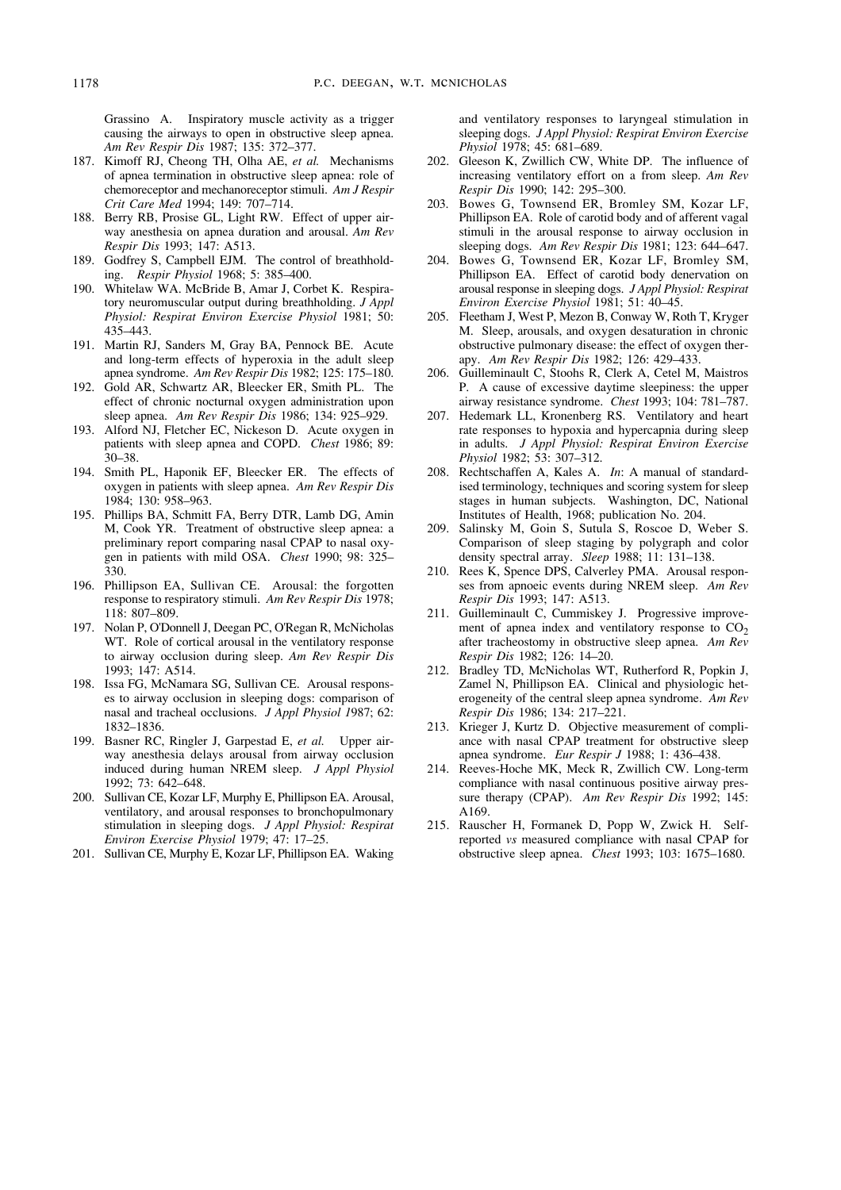Grassino A. Inspiratory muscle activity as a trigger causing the airways to open in obstructive sleep apnea. *Am Rev Respir Dis* 1987; 135: 372–377.

187. Kimoff RJ, Cheong TH, Olha AE, *et al.* Mechanisms of apnea termination in obstructive sleep apnea: role of chemoreceptor and mechanoreceptor stimuli. *Am J Respir Crit Care Med* 1994; 149: 707–714.
188. Berry RB, Prosise GL, Light RW. Effect of upper airway anesthesia on apnea duration and arousal. *Am Rev Respir Dis* 1993; 147: A513.
189. Godfrey S, Campbell EJM. The control of breathholding. *Respir Physiol* 1968; 5: 385–400.
190. Whitelaw WA. McBride B, Amar J, Corbet K. Respiratory neuromuscular output during breathholding. *J Appl Physiol: Respirat Environ Exercise Physiol* 1981; 50: 435–443.
191. Martin RJ, Sanders M, Gray BA, Pennock BE. Acute and long-term effects of hyperoxia in the adult sleep apnea syndrome. *Am Rev Respir Dis* 1982; 125: 175–180.
192. Gold AR, Schwartz AR, Bleecker ER, Smith PL. The effect of chronic nocturnal oxygen administration upon sleep apnea. *Am Rev Respir Dis* 1986; 134: 925–929.
193. Alford NJ, Fletcher EC, Nickeson D. Acute oxygen in patients with sleep apnea and COPD. *Chest* 1986; 89: 30–38.
194. Smith PL, Haponik EF, Bleecker ER. The effects of oxygen in patients with sleep apnea. *Am Rev Respir Dis* 1984; 130: 958–963.
195. Phillips BA, Schmitt FA, Berry DTR, Lamb DG, Amin M, Cook YR. Treatment of obstructive sleep apnea: a preliminary report comparing nasal CPAP to nasal oxygen in patients with mild OSA. *Chest* 1990; 98: 325–330.
196. Phillipson EA, Sullivan CE. Arousal: the forgotten response to respiratory stimuli. *Am Rev Respir Dis* 1978; 118: 807–809.
197. Nolan P, O'Donnell J, Deegan PC, O'Regan R, McNicholas WT. Role of cortical arousal in the ventilatory response to airway occlusion during sleep. *Am Rev Respir Dis* 1993; 147: A514.
198. Issa FG, McNamara SG, Sullivan CE. Arousal responses to airway occlusion in sleeping dogs: comparison of nasal and tracheal occlusions. *J Appl Physiol 1*987; 62: 1832–1836.
199. Basner RC, Ringler J, Garpestad E, *et al.* Upper airway anesthesia delays arousal from airway occlusion induced during human NREM sleep. *J Appl Physiol* 1992; 73: 642–648.
200. Sullivan CE, Kozar LF, Murphy E, Phillipson EA. Arousal, ventilatory, and arousal responses to bronchopulmonary stimulation in sleeping dogs. *J Appl Physiol: Respirat Environ Exercise Physiol* 1979; 47: 17–25.
201. Sullivan CE, Murphy E, Kozar LF, Phillipson EA. Waking and ventilatory responses to laryngeal stimulation in sleeping dogs. *J Appl Physiol: Respirat Environ Exercise Physiol* 1978; 45: 681–689.
202. Gleeson K, Zwillich CW, White DP. The influence of increasing ventilatory effort on a from sleep. *Am Rev Respir Dis* 1990; 142: 295–300.
203. Bowes G, Townsend ER, Bromley SM, Kozar LF, Phillipson EA. Role of carotid body and of afferent vagal stimuli in the arousal response to airway occlusion in sleeping dogs. *Am Rev Respir Dis* 1981; 123: 644–647.
204. Bowes G, Townsend ER, Kozar LF, Bromley SM, Phillipson EA. Effect of carotid body denervation on arousal response in sleeping dogs. *J Appl Physiol: Respirat Environ Exercise Physiol* 1981; 51: 40–45.
205. Fleetham J, West P, Mezon B, Conway W, Roth T, Kryger M. Sleep, arousals, and oxygen desaturation in chronic obstructive pulmonary disease: the effect of oxygen therapy. *Am Rev Respir Dis* 1982; 126: 429–433.
206. Guilleminault C, Stoohs R, Clerk A, Cetel M, Maistros P. A cause of excessive daytime sleepiness: the upper airway resistance syndrome. *Chest* 1993; 104: 781–787.
207. Hedemark LL, Kronenberg RS. Ventilatory and heart rate responses to hypoxia and hypercapnia during sleep in adults. *J Appl Physiol: Respirat Environ Exercise Physiol* 1982; 53: 307–312.
208. Rechtschaffen A, Kales A. *In*: A manual of standardised terminology, techniques and scoring system for sleep stages in human subjects. Washington, DC, National Institutes of Health, 1968; publication No. 204.
209. Salinsky M, Goin S, Sutula S, Roscoe D, Weber S. Comparison of sleep staging by polygraph and color density spectral array. *Sleep* 1988; 11: 131–138.
210. Rees K, Spence DPS, Calverley PMA. Arousal responses from apnoeic events during NREM sleep. *Am Rev Respir Dis* 1993; 147: A513.
211. Guilleminault C, Cummiskey J. Progressive improvement of apnea index and ventilatory response to $CO_2$ after tracheostomy in obstructive sleep apnea. *Am Rev Respir Dis* 1982; 126: 14–20.
212. Bradley TD, McNicholas WT, Rutherford R, Popkin J, Zamel N, Phillipson EA. Clinical and physiologic heterogeneity of the central sleep apnea syndrome. *Am Rev Respir Dis* 1986; 134: 217–221.
213. Krieger J, Kurtz D. Objective measurement of compliance with nasal CPAP treatment for obstructive sleep apnea syndrome. *Eur Respir J* 1988; 1: 436–438.
214. Reeves-Hoche MK, Meck R, Zwillich CW. Long-term compliance with nasal continuous positive airway pressure therapy (CPAP). *Am Rev Respir Dis* 1992; 145: A169.
215. Rauscher H, Formanek D, Popp W, Zwick H. Self-reported *vs* measured compliance with nasal CPAP for obstructive sleep apnea. *Chest* 1993; 103: 1675–1680.